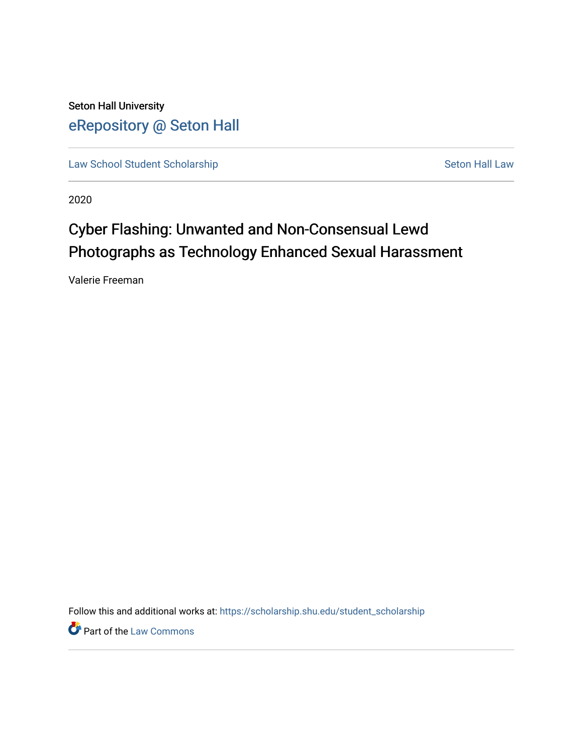Seton Hall University

# eRepository @ Seton Hall

Law School Student Scholarship | Seton Hall Law

2020

## Cyber Flashing: Unwanted and Non-Consensual Lewd Photographs as Technology Enhanced Sexual Harassment

Valerie Freeman

Follow this and additional works at: https://scholarship.shu.edu/student_scholarship

Part of the Law Commons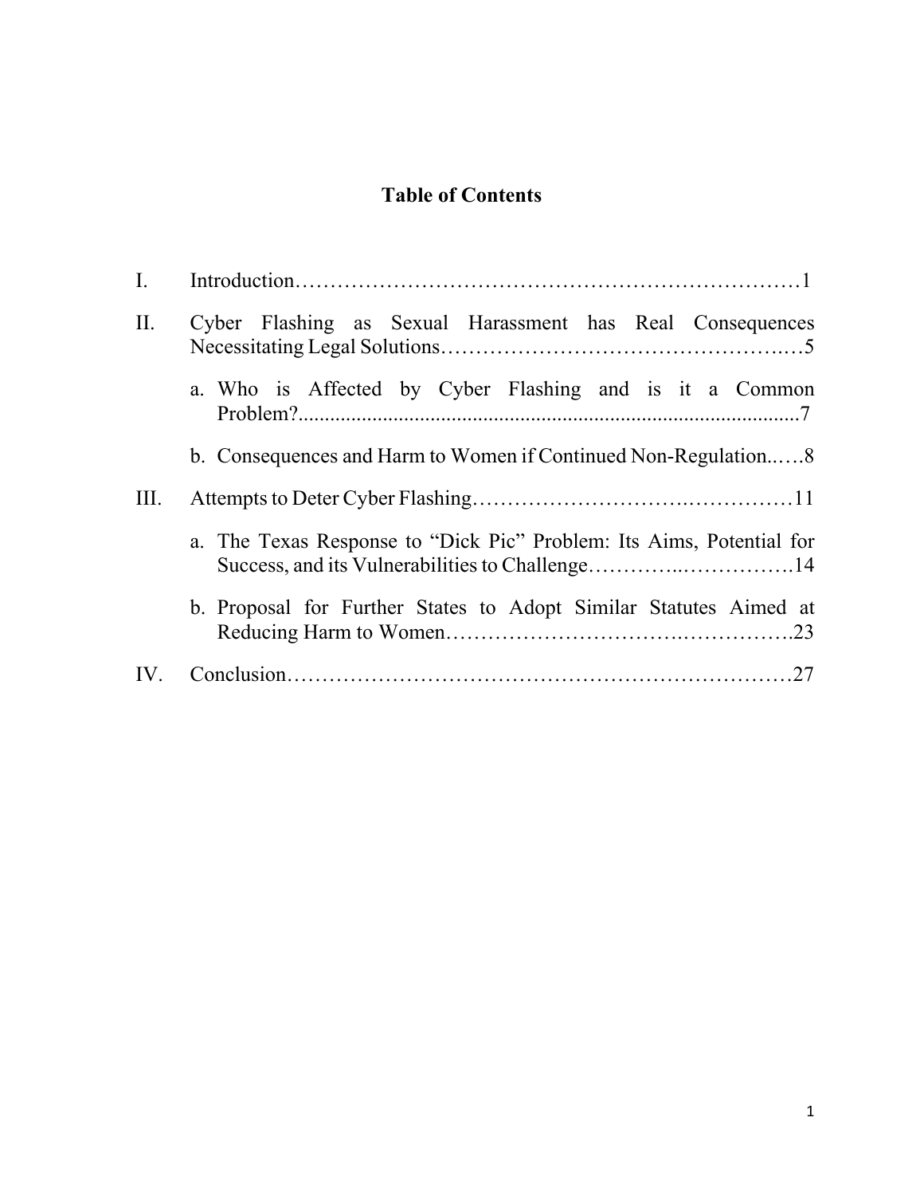## Table of Contents

I. Introduction……………………………………………………………………1

II. Cyber Flashing as Sexual Harassment has Real Consequences Necessitating Legal Solutions……………………………………………..…5

   a. Who is Affected by Cyber Flashing and is it a Common Problem?...........................................................................................7

   b. Consequences and Harm to Women if Continued Non-Regulation..….8

III. Attempts to Deter Cyber Flashing…………………………….……………11

   a. The Texas Response to "Dick Pic" Problem: Its Aims, Potential for Success, and its Vulnerabilities to Challenge…………..…………….14

   b. Proposal for Further States to Adopt Similar Statutes Aimed at Reducing Harm to Women…………………………..…………….23

IV. Conclusion……………………………………………………………………27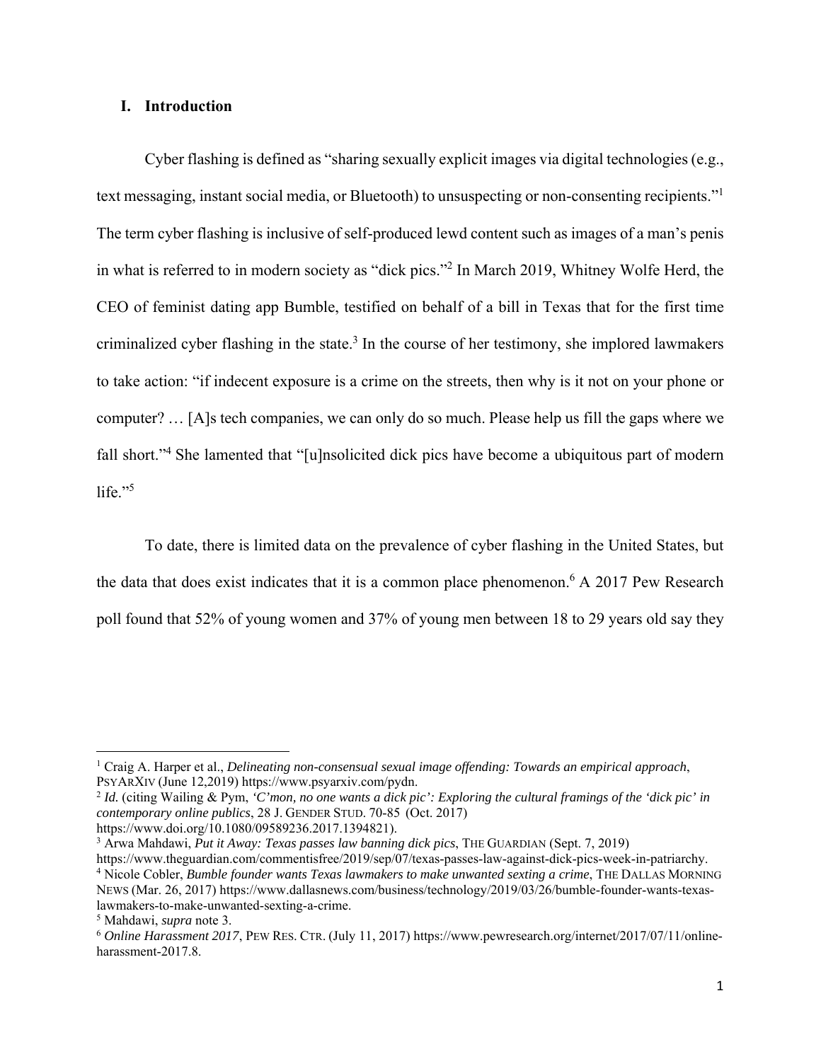## I. Introduction

Cyber flashing is defined as "sharing sexually explicit images via digital technologies (e.g., text messaging, instant social media, or Bluetooth) to unsuspecting or non-consenting recipients."[1] The term cyber flashing is inclusive of self-produced lewd content such as images of a man's penis in what is referred to in modern society as "dick pics."[2] In March 2019, Whitney Wolfe Herd, the CEO of feminist dating app Bumble, testified on behalf of a bill in Texas that for the first time criminalized cyber flashing in the state.[3] In the course of her testimony, she implored lawmakers to take action: "if indecent exposure is a crime on the streets, then why is it not on your phone or computer? … [A]s tech companies, we can only do so much. Please help us fill the gaps where we fall short."[4] She lamented that "[u]nsolicited dick pics have become a ubiquitous part of modern life."[5]

To date, there is limited data on the prevalence of cyber flashing in the United States, but the data that does exist indicates that it is a common place phenomenon.[6] A 2017 Pew Research poll found that 52% of young women and 37% of young men between 18 to 29 years old say they

---

[1] Craig A. Harper et al., *Delineating non-consensual sexual image offending: Towards an empirical approach*, PSYARXIV (June 12,2019) https://www.psyarxiv.com/pydn.

[2] *Id.* (citing Wailing & Pym, *'C'mon, no one wants a dick pic': Exploring the cultural framings of the 'dick pic' in contemporary online publics*, 28 J. GENDER STUD. 70-85 (Oct. 2017) https://www.doi.org/10.1080/09589236.2017.1394821).

[3] Arwa Mahdawi, *Put it Away: Texas passes law banning dick pics*, THE GUARDIAN (Sept. 7, 2019) https://www.theguardian.com/commentisfree/2019/sep/07/texas-passes-law-against-dick-pics-week-in-patriarchy.

[4] Nicole Cobler, *Bumble founder wants Texas lawmakers to make unwanted sexting a crime*, THE DALLAS MORNING NEWS (Mar. 26, 2017) https://www.dallasnews.com/business/technology/2019/03/26/bumble-founder-wants-texas-lawmakers-to-make-unwanted-sexting-a-crime.

[5] Mahdawi, *supra* note 3.

[6] *Online Harassment 2017*, PEW RES. CTR. (July 11, 2017) https://www.pewresearch.org/internet/2017/07/11/online-harassment-2017.8.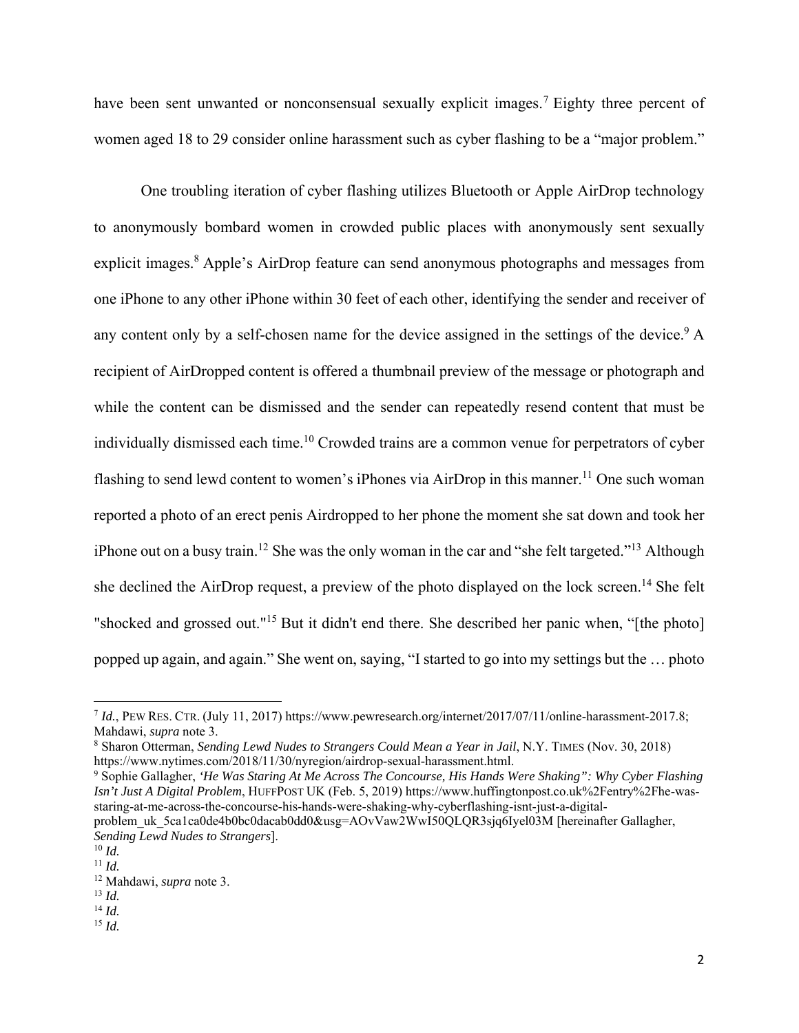have been sent unwanted or nonconsensual sexually explicit images.[7] Eighty three percent of women aged 18 to 29 consider online harassment such as cyber flashing to be a "major problem."

One troubling iteration of cyber flashing utilizes Bluetooth or Apple AirDrop technology to anonymously bombard women in crowded public places with anonymously sent sexually explicit images.[8] Apple's AirDrop feature can send anonymous photographs and messages from one iPhone to any other iPhone within 30 feet of each other, identifying the sender and receiver of any content only by a self-chosen name for the device assigned in the settings of the device.[9] A recipient of AirDropped content is offered a thumbnail preview of the message or photograph and while the content can be dismissed and the sender can repeatedly resend content that must be individually dismissed each time.[10] Crowded trains are a common venue for perpetrators of cyber flashing to send lewd content to women's iPhones via AirDrop in this manner.[11] One such woman reported a photo of an erect penis Airdropped to her phone the moment she sat down and took her iPhone out on a busy train.[12] She was the only woman in the car and "she felt targeted."[13] Although she declined the AirDrop request, a preview of the photo displayed on the lock screen.[14] She felt "shocked and grossed out."[15] But it didn't end there. She described her panic when, "[the photo] popped up again, and again." She went on, saying, "I started to go into my settings but the … photo

---

[7] *Id.*, PEW RES. CTR. (July 11, 2017) https://www.pewresearch.org/internet/2017/07/11/online-harassment-2017.8; Mahdawi, *supra* note 3.

[8] Sharon Otterman, *Sending Lewd Nudes to Strangers Could Mean a Year in Jail*, N.Y. TIMES (Nov. 30, 2018) https://www.nytimes.com/2018/11/30/nyregion/airdrop-sexual-harassment.html.

[9] Sophie Gallagher, *'He Was Staring At Me Across The Concourse, His Hands Were Shaking": Why Cyber Flashing Isn't Just A Digital Problem*, HUFFPOST UK (Feb. 5, 2019) https://www.huffingtonpost.co.uk%2Fentry%2Fhe-was-staring-at-me-across-the-concourse-his-hands-were-shaking-why-cyberflashing-isnt-just-a-digital-problem_uk_5ca1ca0de4b0bc0dacab0dd0&usg=AOvVaw2WwI50QLQR3sjq6Iyel03M [hereinafter Gallagher, *Sending Lewd Nudes to Strangers*].

[10] *Id.*

[11] *Id.*

[12] Mahdawi, *supra* note 3.

[13] *Id.*

[14] *Id.*

[15] *Id.*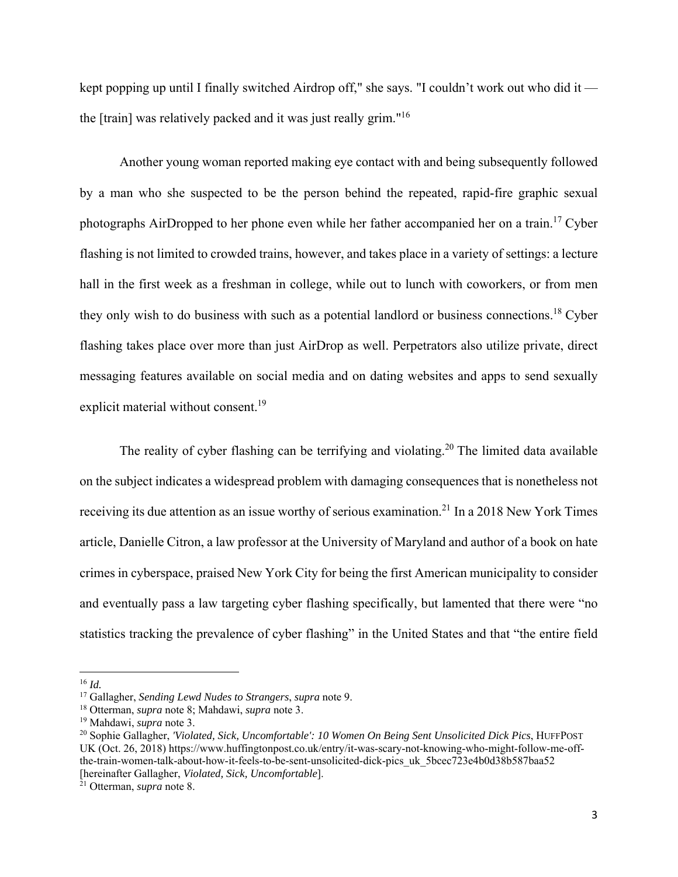kept popping up until I finally switched Airdrop off," she says. "I couldn't work out who did it — the [train] was relatively packed and it was just really grim."[16]

Another young woman reported making eye contact with and being subsequently followed by a man who she suspected to be the person behind the repeated, rapid-fire graphic sexual photographs AirDropped to her phone even while her father accompanied her on a train.[17] Cyber flashing is not limited to crowded trains, however, and takes place in a variety of settings: a lecture hall in the first week as a freshman in college, while out to lunch with coworkers, or from men they only wish to do business with such as a potential landlord or business connections.[18] Cyber flashing takes place over more than just AirDrop as well. Perpetrators also utilize private, direct messaging features available on social media and on dating websites and apps to send sexually explicit material without consent.[19]

The reality of cyber flashing can be terrifying and violating.[20] The limited data available on the subject indicates a widespread problem with damaging consequences that is nonetheless not receiving its due attention as an issue worthy of serious examination.[21] In a 2018 New York Times article, Danielle Citron, a law professor at the University of Maryland and author of a book on hate crimes in cyberspace, praised New York City for being the first American municipality to consider and eventually pass a law targeting cyber flashing specifically, but lamented that there were "no statistics tracking the prevalence of cyber flashing" in the United States and that "the entire field

---

[16] *Id.*

[17] Gallagher, *Sending Lewd Nudes to Strangers*, *supra* note 9.

[18] Otterman, *supra* note 8; Mahdawi, *supra* note 3.

[19] Mahdawi, *supra* note 3.

[20] Sophie Gallagher, *'Violated, Sick, Uncomfortable': 10 Women On Being Sent Unsolicited Dick Pics*, HUFFPOST UK (Oct. 26, 2018) https://www.huffingtonpost.co.uk/entry/it-was-scary-not-knowing-who-might-follow-me-off-the-train-women-talk-about-how-it-feels-to-be-sent-unsolicited-dick-pics_uk_5bcec723e4b0d38b587baa52 [hereinafter Gallagher, *Violated, Sick, Uncomfortable*].

[21] Otterman, *supra* note 8.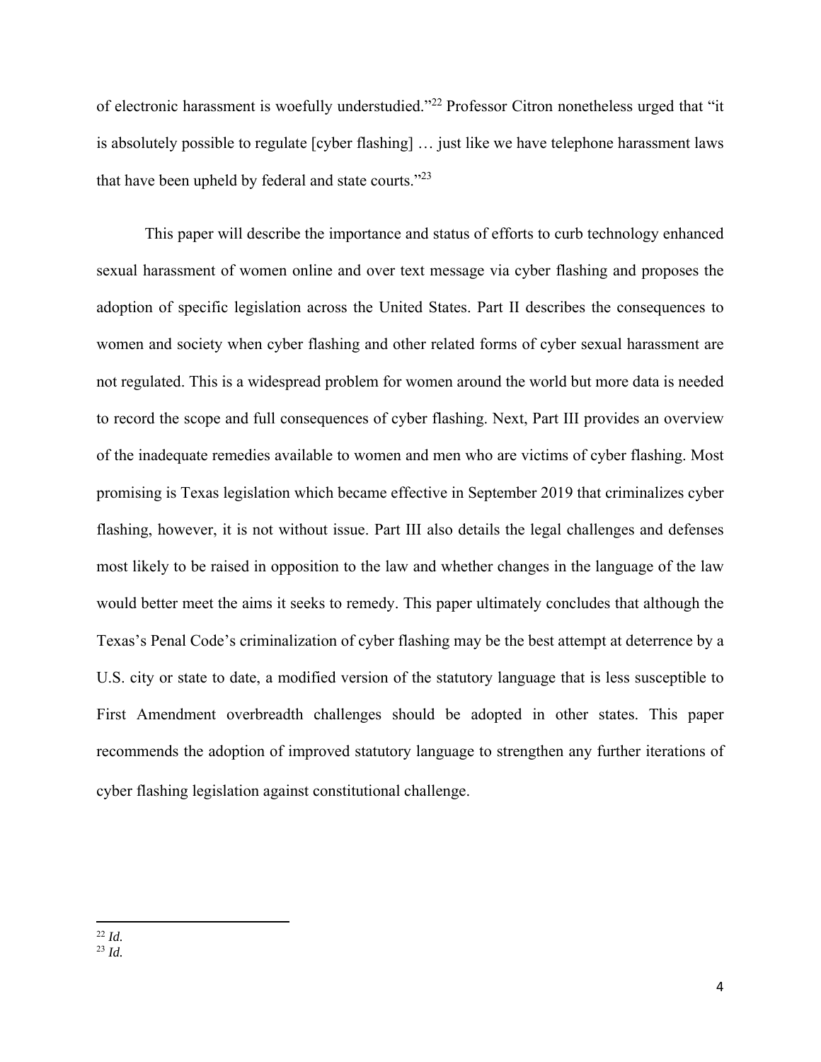of electronic harassment is woefully understudied."[22] Professor Citron nonetheless urged that "it is absolutely possible to regulate [cyber flashing] … just like we have telephone harassment laws that have been upheld by federal and state courts."[23]

This paper will describe the importance and status of efforts to curb technology enhanced sexual harassment of women online and over text message via cyber flashing and proposes the adoption of specific legislation across the United States. Part II describes the consequences to women and society when cyber flashing and other related forms of cyber sexual harassment are not regulated. This is a widespread problem for women around the world but more data is needed to record the scope and full consequences of cyber flashing. Next, Part III provides an overview of the inadequate remedies available to women and men who are victims of cyber flashing. Most promising is Texas legislation which became effective in September 2019 that criminalizes cyber flashing, however, it is not without issue. Part III also details the legal challenges and defenses most likely to be raised in opposition to the law and whether changes in the language of the law would better meet the aims it seeks to remedy. This paper ultimately concludes that although the Texas's Penal Code's criminalization of cyber flashing may be the best attempt at deterrence by a U.S. city or state to date, a modified version of the statutory language that is less susceptible to First Amendment overbreadth challenges should be adopted in other states. This paper recommends the adoption of improved statutory language to strengthen any further iterations of cyber flashing legislation against constitutional challenge.

---

[22] *Id.*

[23] *Id.*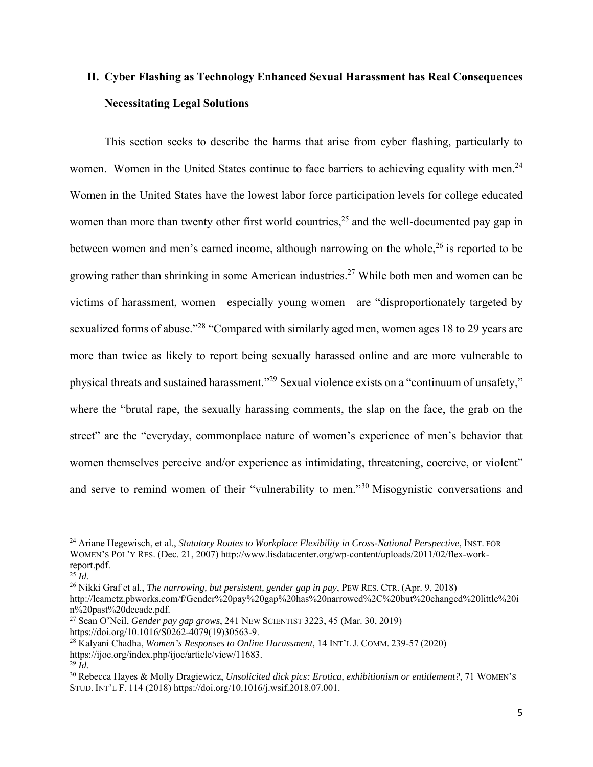## II. Cyber Flashing as Technology Enhanced Sexual Harassment has Real Consequences Necessitating Legal Solutions

This section seeks to describe the harms that arise from cyber flashing, particularly to women. Women in the United States continue to face barriers to achieving equality with men.[24] Women in the United States have the lowest labor force participation levels for college educated women than more than twenty other first world countries,[25] and the well-documented pay gap in between women and men's earned income, although narrowing on the whole,[26] is reported to be growing rather than shrinking in some American industries.[27] While both men and women can be victims of harassment, women—especially young women—are "disproportionately targeted by sexualized forms of abuse."[28] "Compared with similarly aged men, women ages 18 to 29 years are more than twice as likely to report being sexually harassed online and are more vulnerable to physical threats and sustained harassment."[29] Sexual violence exists on a "continuum of unsafety," where the "brutal rape, the sexually harassing comments, the slap on the face, the grab on the street" are the "everyday, commonplace nature of women's experience of men's behavior that women themselves perceive and/or experience as intimidating, threatening, coercive, or violent" and serve to remind women of their "vulnerability to men."[30] Misogynistic conversations and

---

[24] Ariane Hegewisch, et al., *Statutory Routes to Workplace Flexibility in Cross-National Perspective*, INST. FOR WOMEN'S POL'Y RES. (Dec. 21, 2007) http://www.lisdatacenter.org/wp-content/uploads/2011/02/flex-work-report.pdf.

[25] *Id.*

[26] Nikki Graf et al., *The narrowing, but persistent, gender gap in pay*, PEW RES. CTR. (Apr. 9, 2018) http://leametz.pbworks.com/f/Gender%20pay%20gap%20has%20narrowed%2C%20but%20changed%20little%20in%20past%20decade.pdf.

[27] Sean O'Neil, *Gender pay gap grows*, 241 NEW SCIENTIST 3223, 45 (Mar. 30, 2019) https://doi.org/10.1016/S0262-4079(19)30563-9.

[28] Kalyani Chadha, *Women's Responses to Online Harassment*, 14 INT'L J. COMM. 239-57 (2020) https://ijoc.org/index.php/ijoc/article/view/11683.

[29] *Id.*

[30] Rebecca Hayes & Molly Dragiewicz, *Unsolicited dick pics: Erotica, exhibitionism or entitlement?*, 71 WOMEN'S STUD. INT'L F. 114 (2018) https://doi.org/10.1016/j.wsif.2018.07.001.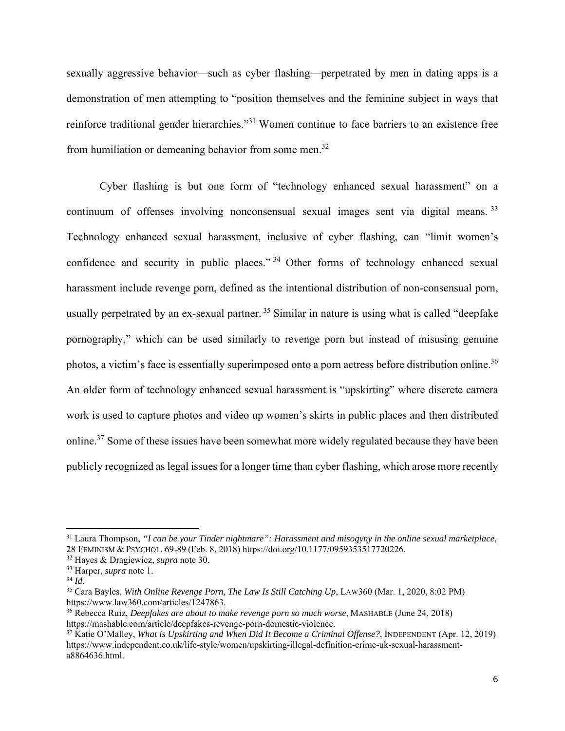sexually aggressive behavior—such as cyber flashing—perpetrated by men in dating apps is a demonstration of men attempting to "position themselves and the feminine subject in ways that reinforce traditional gender hierarchies."[31] Women continue to face barriers to an existence free from humiliation or demeaning behavior from some men.[32]

Cyber flashing is but one form of "technology enhanced sexual harassment" on a continuum of offenses involving nonconsensual sexual images sent via digital means.[33] Technology enhanced sexual harassment, inclusive of cyber flashing, can "limit women's confidence and security in public places."[34] Other forms of technology enhanced sexual harassment include revenge porn, defined as the intentional distribution of non-consensual porn, usually perpetrated by an ex-sexual partner.[35] Similar in nature is using what is called "deepfake pornography," which can be used similarly to revenge porn but instead of misusing genuine photos, a victim's face is essentially superimposed onto a porn actress before distribution online.[36] An older form of technology enhanced sexual harassment is "upskirting" where discrete camera work is used to capture photos and video up women's skirts in public places and then distributed online.[37] Some of these issues have been somewhat more widely regulated because they have been publicly recognized as legal issues for a longer time than cyber flashing, which arose more recently

---

[31] Laura Thompson, *"I can be your Tinder nightmare": Harassment and misogyny in the online sexual marketplace*, 28 FEMINISM & PSYCHOL. 69-89 (Feb. 8, 2018) https://doi.org/10.1177/0959353517720226.

[32] Hayes & Dragiewicz, *supra* note 30.

[33] Harper, *supra* note 1.

[34] *Id.*

[35] Cara Bayles, *With Online Revenge Porn, The Law Is Still Catching Up*, LAW360 (Mar. 1, 2020, 8:02 PM) https://www.law360.com/articles/1247863.

[36] Rebecca Ruiz, *Deepfakes are about to make revenge porn so much worse*, MASHABLE (June 24, 2018) https://mashable.com/article/deepfakes-revenge-porn-domestic-violence.

[37] Katie O'Malley, *What is Upskirting and When Did It Become a Criminal Offense?*, INDEPENDENT (Apr. 12, 2019) https://www.independent.co.uk/life-style/women/upskirting-illegal-definition-crime-uk-sexual-harassment-a8864636.html.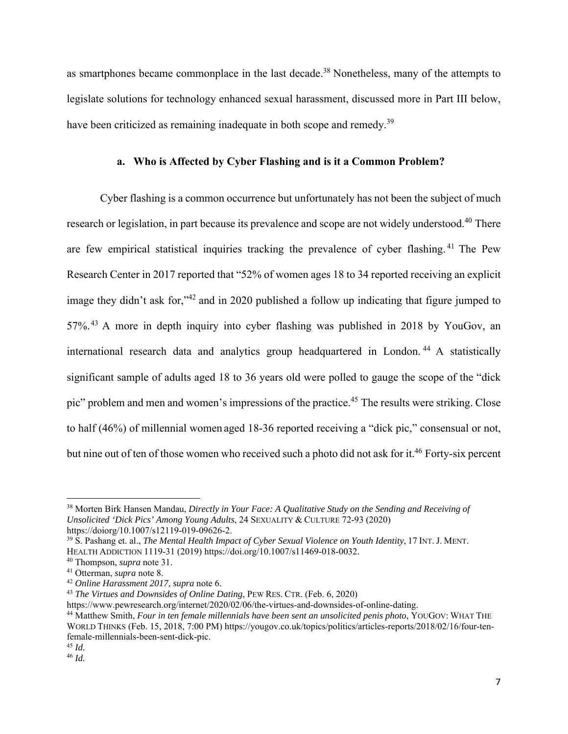as smartphones became commonplace in the last decade.[38] Nonetheless, many of the attempts to legislate solutions for technology enhanced sexual harassment, discussed more in Part III below, have been criticized as remaining inadequate in both scope and remedy.[39]

### a. Who is Affected by Cyber Flashing and is it a Common Problem?

Cyber flashing is a common occurrence but unfortunately has not been the subject of much research or legislation, in part because its prevalence and scope are not widely understood.[40] There are few empirical statistical inquiries tracking the prevalence of cyber flashing.[41] The Pew Research Center in 2017 reported that "52% of women ages 18 to 34 reported receiving an explicit image they didn't ask for,"[42] and in 2020 published a follow up indicating that figure jumped to 57%.[43] A more in depth inquiry into cyber flashing was published in 2018 by YouGov, an international research data and analytics group headquartered in London.[44] A statistically significant sample of adults aged 18 to 36 years old were polled to gauge the scope of the "dick pic" problem and men and women's impressions of the practice.[45] The results were striking. Close to half (46%) of millennial women aged 18-36 reported receiving a "dick pic," consensual or not, but nine out of ten of those women who received such a photo did not ask for it.[46] Forty-six percent

---

[38] Morten Birk Hansen Mandau, *Directly in Your Face: A Qualitative Study on the Sending and Receiving of Unsolicited 'Dick Pics' Among Young Adults*, 24 SEXUALITY & CULTURE 72-93 (2020) https://doiorg/10.1007/s12119-019-09626-2.

[39] S. Pashang et. al., *The Mental Health Impact of Cyber Sexual Violence on Youth Identity*, 17 INT. J. MENT. HEALTH ADDICTION 1119-31 (2019) https://doi.org/10.1007/s11469-018-0032.

[40] Thompson, *supra* note 31.

[41] Otterman, *supra* note 8.

[42] *Online Harassment 2017*, *supra* note 6.

[43] *The Virtues and Downsides of Online Dating*, PEW RES. CTR. (Feb. 6, 2020) https://www.pewresearch.org/internet/2020/02/06/the-virtues-and-downsides-of-online-dating.

[44] Matthew Smith, *Four in ten female millennials have been sent an unsolicited penis photo*, YOUGOV: WHAT THE WORLD THINKS (Feb. 15, 2018, 7:00 PM) https://yougov.co.uk/topics/politics/articles-reports/2018/02/16/four-ten-female-millennials-been-sent-dick-pic.

[45] *Id.*

[46] *Id.*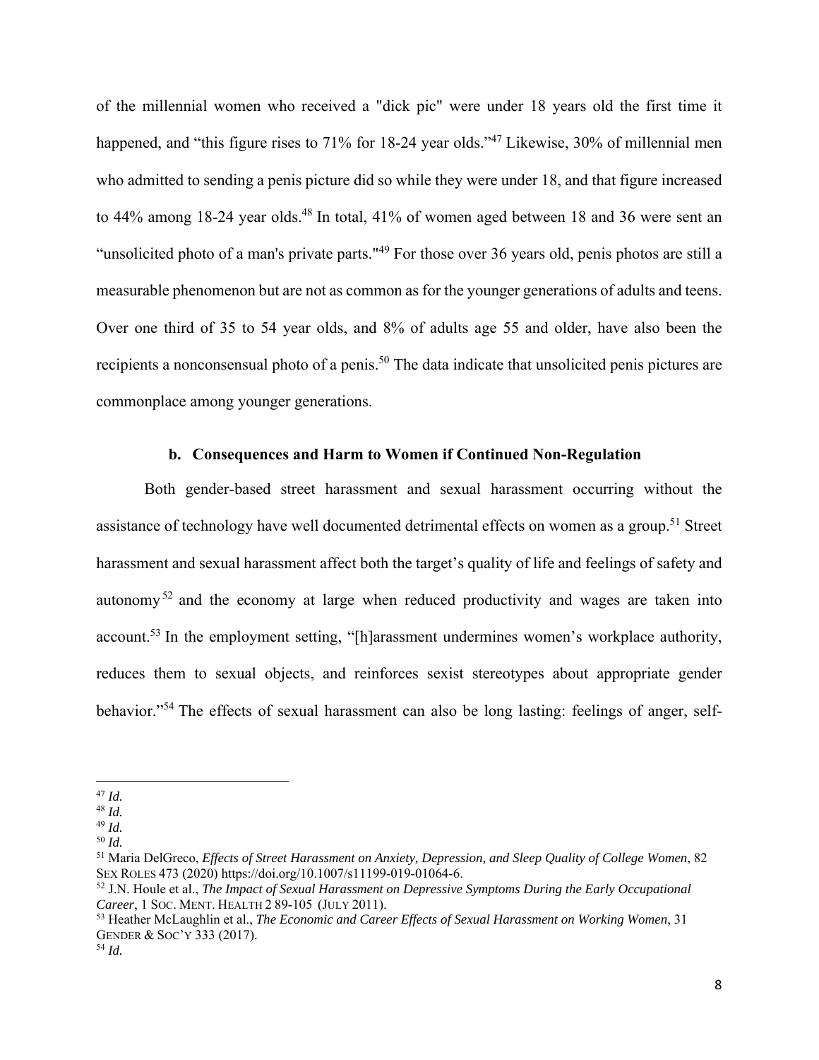of the millennial women who received a "dick pic" were under 18 years old the first time it happened, and "this figure rises to 71% for 18-24 year olds."[47] Likewise, 30% of millennial men who admitted to sending a penis picture did so while they were under 18, and that figure increased to 44% among 18-24 year olds.[48] In total, 41% of women aged between 18 and 36 were sent an "unsolicited photo of a man's private parts."[49] For those over 36 years old, penis photos are still a measurable phenomenon but are not as common as for the younger generations of adults and teens. Over one third of 35 to 54 year olds, and 8% of adults age 55 and older, have also been the recipients a nonconsensual photo of a penis.[50] The data indicate that unsolicited penis pictures are commonplace among younger generations.

### b. Consequences and Harm to Women if Continued Non-Regulation

Both gender-based street harassment and sexual harassment occurring without the assistance of technology have well documented detrimental effects on women as a group.[51] Street harassment and sexual harassment affect both the target's quality of life and feelings of safety and autonomy[52] and the economy at large when reduced productivity and wages are taken into account.[53] In the employment setting, "[h]arassment undermines women's workplace authority, reduces them to sexual objects, and reinforces sexist stereotypes about appropriate gender behavior."[54] The effects of sexual harassment can also be long lasting: feelings of anger, self-

---

[47] *Id.*

[48] *Id.*

[49] *Id.*

[50] *Id.*

[51] Maria DelGreco, *Effects of Street Harassment on Anxiety, Depression, and Sleep Quality of College Women*, 82 SEX ROLES 473 (2020) https://doi.org/10.1007/s11199-019-01064-6.

[52] J.N. Houle et al., *The Impact of Sexual Harassment on Depressive Symptoms During the Early Occupational Career*, 1 SOC. MENT. HEALTH 2 89-105 (JULY 2011).

[53] Heather McLaughlin et al., *The Economic and Career Effects of Sexual Harassment on Working Women*, 31 GENDER & SOC'Y 333 (2017).

[54] *Id.*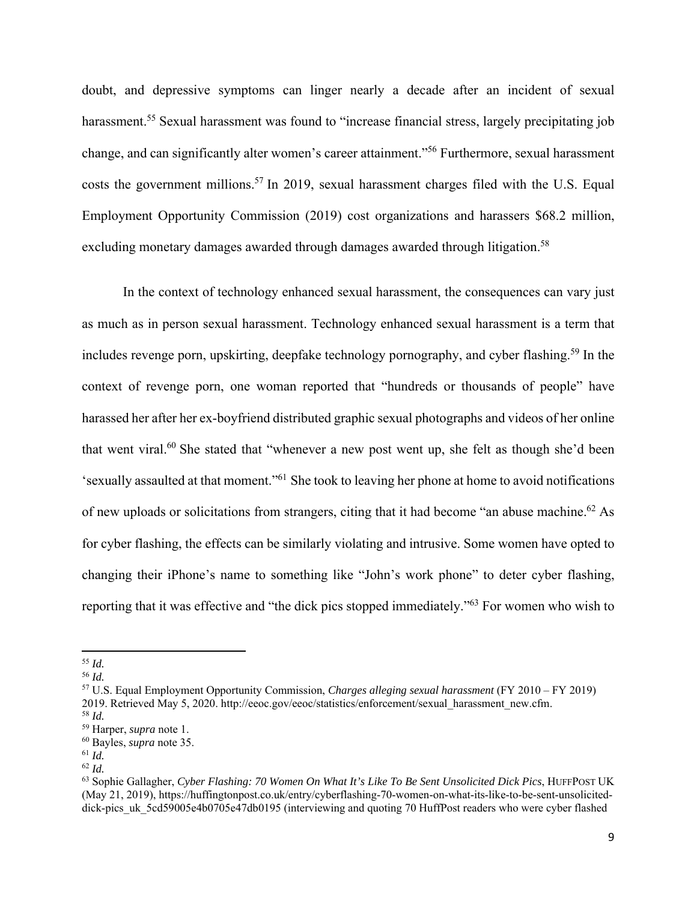doubt, and depressive symptoms can linger nearly a decade after an incident of sexual harassment.[55] Sexual harassment was found to "increase financial stress, largely precipitating job change, and can significantly alter women's career attainment."[56] Furthermore, sexual harassment costs the government millions.[57] In 2019, sexual harassment charges filed with the U.S. Equal Employment Opportunity Commission (2019) cost organizations and harassers $68.2 million, excluding monetary damages awarded through damages awarded through litigation.[58]

In the context of technology enhanced sexual harassment, the consequences can vary just as much as in person sexual harassment. Technology enhanced sexual harassment is a term that includes revenge porn, upskirting, deepfake technology pornography, and cyber flashing.[59] In the context of revenge porn, one woman reported that "hundreds or thousands of people" have harassed her after her ex-boyfriend distributed graphic sexual photographs and videos of her online that went viral.[60] She stated that "whenever a new post went up, she felt as though she'd been 'sexually assaulted at that moment."[61] She took to leaving her phone at home to avoid notifications of new uploads or solicitations from strangers, citing that it had become "an abuse machine.[62] As for cyber flashing, the effects can be similarly violating and intrusive. Some women have opted to changing their iPhone's name to something like "John's work phone" to deter cyber flashing, reporting that it was effective and "the dick pics stopped immediately."[63] For women who wish to

---

[55] *Id.*

[56] *Id.*

[57] U.S. Equal Employment Opportunity Commission, *Charges alleging sexual harassment* (FY 2010 – FY 2019) 2019. Retrieved May 5, 2020. http://eeoc.gov/eeoc/statistics/enforcement/sexual_harassment_new.cfm.

[58] *Id.*

[59] Harper, *supra* note 1.

[60] Bayles, *supra* note 35.

[61] *Id.*

[62] *Id.*

[63] Sophie Gallagher, *Cyber Flashing: 70 Women On What It's Like To Be Sent Unsolicited Dick Pics*, HUFFPOST UK (May 21, 2019), https://huffingtonpost.co.uk/entry/cyberflashing-70-women-on-what-its-like-to-be-sent-unsolicited-dick-pics_uk_5cd59005e4b0705e47db0195 (interviewing and quoting 70 HuffPost readers who were cyber flashed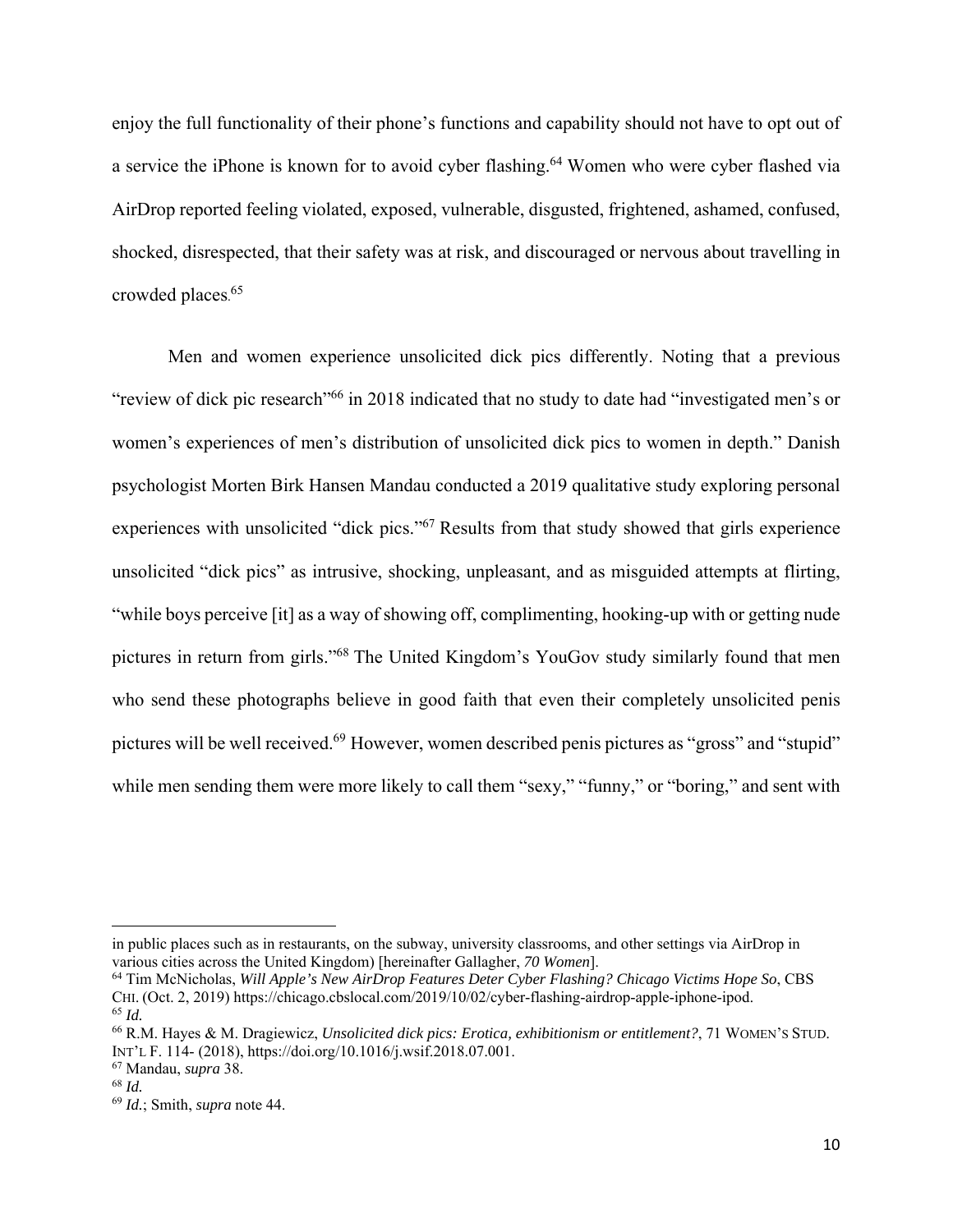enjoy the full functionality of their phone's functions and capability should not have to opt out of a service the iPhone is known for to avoid cyber flashing.[64] Women who were cyber flashed via AirDrop reported feeling violated, exposed, vulnerable, disgusted, frightened, ashamed, confused, shocked, disrespected, that their safety was at risk, and discouraged or nervous about travelling in crowded places.[65]

Men and women experience unsolicited dick pics differently. Noting that a previous "review of dick pic research"[66] in 2018 indicated that no study to date had "investigated men's or women's experiences of men's distribution of unsolicited dick pics to women in depth." Danish psychologist Morten Birk Hansen Mandau conducted a 2019 qualitative study exploring personal experiences with unsolicited "dick pics."[67] Results from that study showed that girls experience unsolicited "dick pics" as intrusive, shocking, unpleasant, and as misguided attempts at flirting, "while boys perceive [it] as a way of showing off, complimenting, hooking-up with or getting nude pictures in return from girls."[68] The United Kingdom's YouGov study similarly found that men who send these photographs believe in good faith that even their completely unsolicited penis pictures will be well received.[69] However, women described penis pictures as "gross" and "stupid" while men sending them were more likely to call them "sexy," "funny," or "boring," and sent with

---

in public places such as in restaurants, on the subway, university classrooms, and other settings via AirDrop in various cities across the United Kingdom) [hereinafter Gallagher, *70 Women*].

[64] Tim McNicholas, *Will Apple's New AirDrop Features Deter Cyber Flashing? Chicago Victims Hope So*, CBS CHI. (Oct. 2, 2019) https://chicago.cbslocal.com/2019/10/02/cyber-flashing-airdrop-apple-iphone-ipod.

[65] *Id.*

[66] R.M. Hayes & M. Dragiewicz, *Unsolicited dick pics: Erotica, exhibitionism or entitlement?*, 71 WOMEN'S STUD. INT'L F. 114- (2018), https://doi.org/10.1016/j.wsif.2018.07.001.

[67] Mandau, *supra* 38.

[68] *Id.*

[69] *Id.*; Smith, *supra* note 44.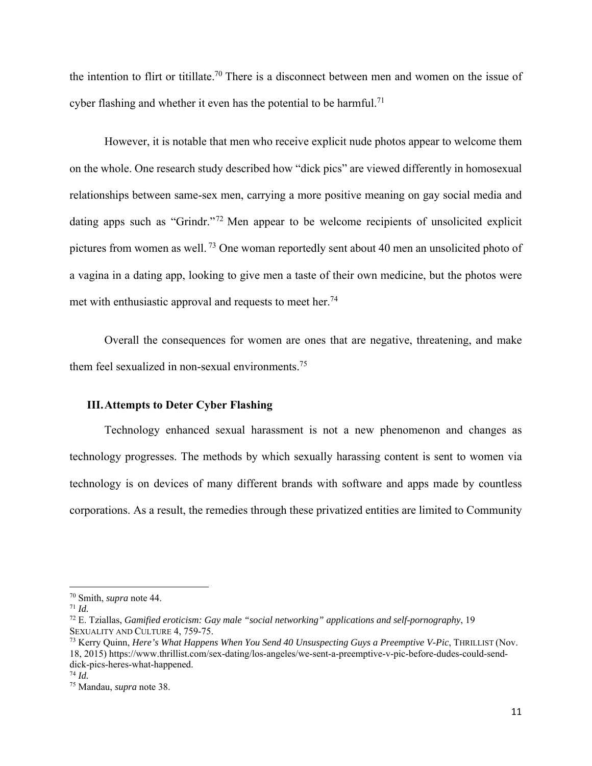the intention to flirt or titillate.[70] There is a disconnect between men and women on the issue of cyber flashing and whether it even has the potential to be harmful.[71]

However, it is notable that men who receive explicit nude photos appear to welcome them on the whole. One research study described how "dick pics" are viewed differently in homosexual relationships between same-sex men, carrying a more positive meaning on gay social media and dating apps such as "Grindr."[72] Men appear to be welcome recipients of unsolicited explicit pictures from women as well.[73] One woman reportedly sent about 40 men an unsolicited photo of a vagina in a dating app, looking to give men a taste of their own medicine, but the photos were met with enthusiastic approval and requests to meet her.[74]

Overall the consequences for women are ones that are negative, threatening, and make them feel sexualized in non-sexual environments.[75]

## III. Attempts to Deter Cyber Flashing

Technology enhanced sexual harassment is not a new phenomenon and changes as technology progresses. The methods by which sexually harassing content is sent to women via technology is on devices of many different brands with software and apps made by countless corporations. As a result, the remedies through these privatized entities are limited to Community

---

[70] Smith, *supra* note 44.

[71] *Id.*

[72] E. Tziallas, *Gamified eroticism: Gay male "social networking" applications and self-pornography*, 19 SEXUALITY AND CULTURE 4, 759-75.

[73] Kerry Quinn, *Here's What Happens When You Send 40 Unsuspecting Guys a Preemptive V-Pic*, THRILLIST (Nov. 18, 2015) https://www.thrillist.com/sex-dating/los-angeles/we-sent-a-preemptive-v-pic-before-dudes-could-send-dick-pics-heres-what-happened.

[74] *Id.*

[75] Mandau, *supra* note 38.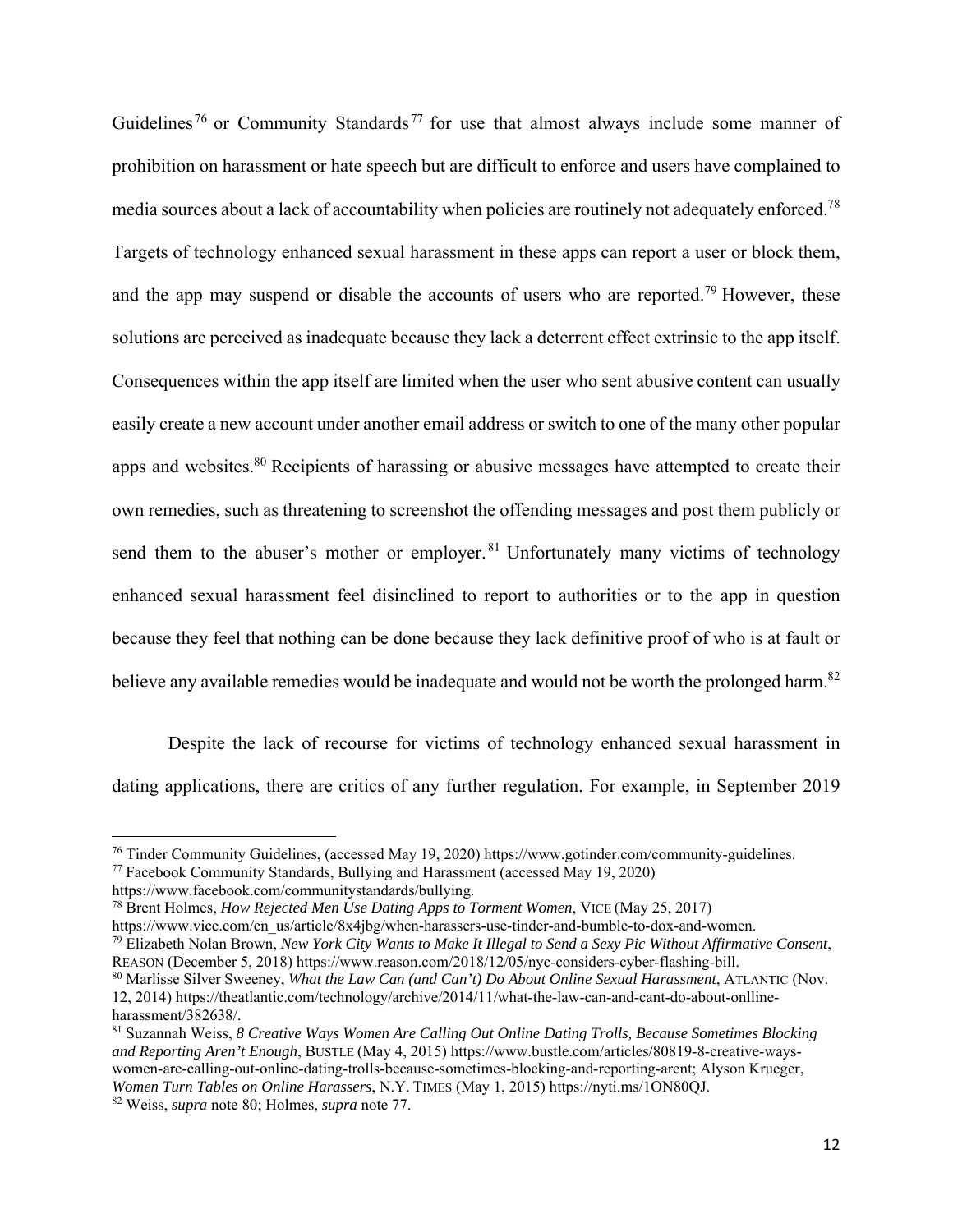Guidelines[76] or Community Standards[77] for use that almost always include some manner of prohibition on harassment or hate speech but are difficult to enforce and users have complained to media sources about a lack of accountability when policies are routinely not adequately enforced.[78] Targets of technology enhanced sexual harassment in these apps can report a user or block them, and the app may suspend or disable the accounts of users who are reported.[79] However, these solutions are perceived as inadequate because they lack a deterrent effect extrinsic to the app itself. Consequences within the app itself are limited when the user who sent abusive content can usually easily create a new account under another email address or switch to one of the many other popular apps and websites.[80] Recipients of harassing or abusive messages have attempted to create their own remedies, such as threatening to screenshot the offending messages and post them publicly or send them to the abuser's mother or employer.[81] Unfortunately many victims of technology enhanced sexual harassment feel disinclined to report to authorities or to the app in question because they feel that nothing can be done because they lack definitive proof of who is at fault or believe any available remedies would be inadequate and would not be worth the prolonged harm.[82]

Despite the lack of recourse for victims of technology enhanced sexual harassment in dating applications, there are critics of any further regulation. For example, in September 2019

---

[76] Tinder Community Guidelines, (accessed May 19, 2020) https://www.gotinder.com/community-guidelines.

[77] Facebook Community Standards, Bullying and Harassment (accessed May 19, 2020) https://www.facebook.com/communitystandards/bullying.

[78] Brent Holmes, *How Rejected Men Use Dating Apps to Torment Women*, VICE (May 25, 2017) https://www.vice.com/en_us/article/8x4jbg/when-harassers-use-tinder-and-bumble-to-dox-and-women.

[79] Elizabeth Nolan Brown, *New York City Wants to Make It Illegal to Send a Sexy Pic Without Affirmative Consent*, REASON (December 5, 2018) https://www.reason.com/2018/12/05/nyc-considers-cyber-flashing-bill.

[80] Marlisse Silver Sweeney, *What the Law Can (and Can't) Do About Online Sexual Harassment*, ATLANTIC (Nov. 12, 2014) https://theatlantic.com/technology/archive/2014/11/what-the-law-can-and-cant-do-about-onlline-harassment/382638/.

[81] Suzannah Weiss, *8 Creative Ways Women Are Calling Out Online Dating Trolls, Because Sometimes Blocking and Reporting Aren't Enough*, BUSTLE (May 4, 2015) https://www.bustle.com/articles/80819-8-creative-ways-women-are-calling-out-online-dating-trolls-because-sometimes-blocking-and-reporting-arent; Alyson Krueger, *Women Turn Tables on Online Harassers*, N.Y. TIMES (May 1, 2015) https://nyti.ms/1ON80QJ.

[82] Weiss, *supra* note 80; Holmes, *supra* note 77.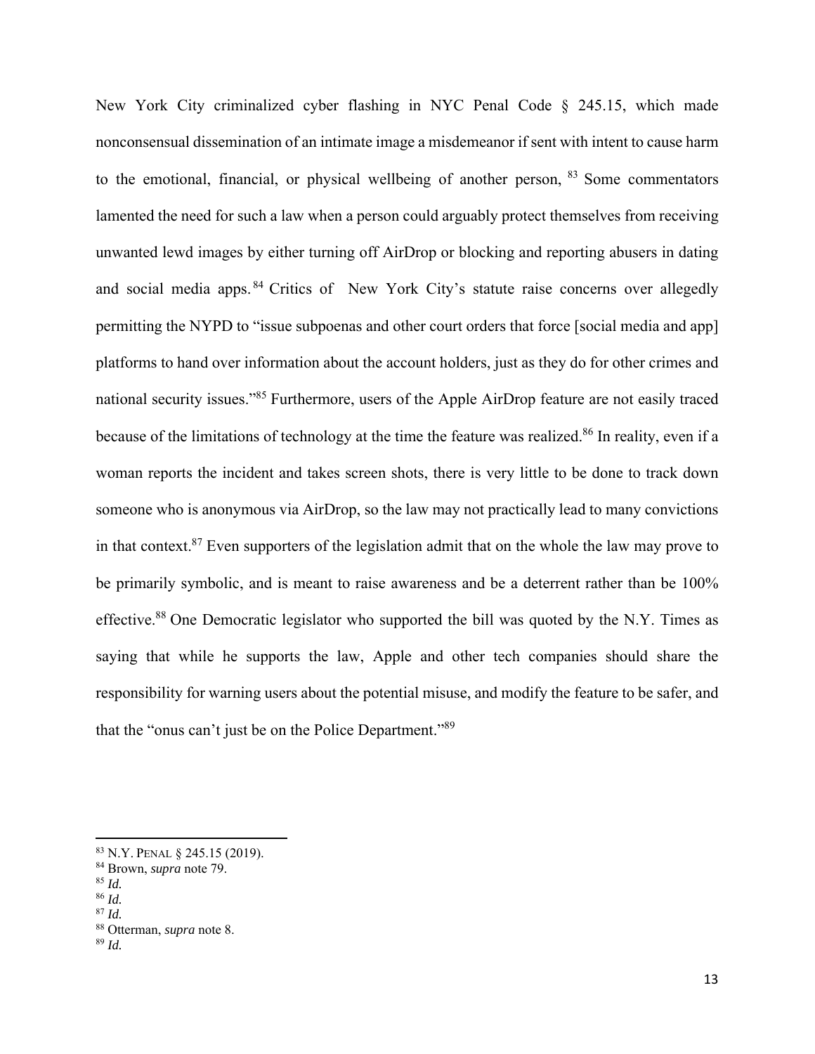New York City criminalized cyber flashing in NYC Penal Code § 245.15, which made nonconsensual dissemination of an intimate image a misdemeanor if sent with intent to cause harm to the emotional, financial, or physical wellbeing of another person, [83] Some commentators lamented the need for such a law when a person could arguably protect themselves from receiving unwanted lewd images by either turning off AirDrop or blocking and reporting abusers in dating and social media apps.[84] Critics of New York City's statute raise concerns over allegedly permitting the NYPD to "issue subpoenas and other court orders that force [social media and app] platforms to hand over information about the account holders, just as they do for other crimes and national security issues."[85] Furthermore, users of the Apple AirDrop feature are not easily traced because of the limitations of technology at the time the feature was realized.[86] In reality, even if a woman reports the incident and takes screen shots, there is very little to be done to track down someone who is anonymous via AirDrop, so the law may not practically lead to many convictions in that context.[87] Even supporters of the legislation admit that on the whole the law may prove to be primarily symbolic, and is meant to raise awareness and be a deterrent rather than be 100% effective.[88] One Democratic legislator who supported the bill was quoted by the N.Y. Times as saying that while he supports the law, Apple and other tech companies should share the responsibility for warning users about the potential misuse, and modify the feature to be safer, and that the "onus can't just be on the Police Department."[89]

---

[83] N.Y. PENAL § 245.15 (2019).

[84] Brown, *supra* note 79.

[85] *Id.*

[86] *Id.*

[87] *Id.*

[88] Otterman, *supra* note 8.

[89] *Id.*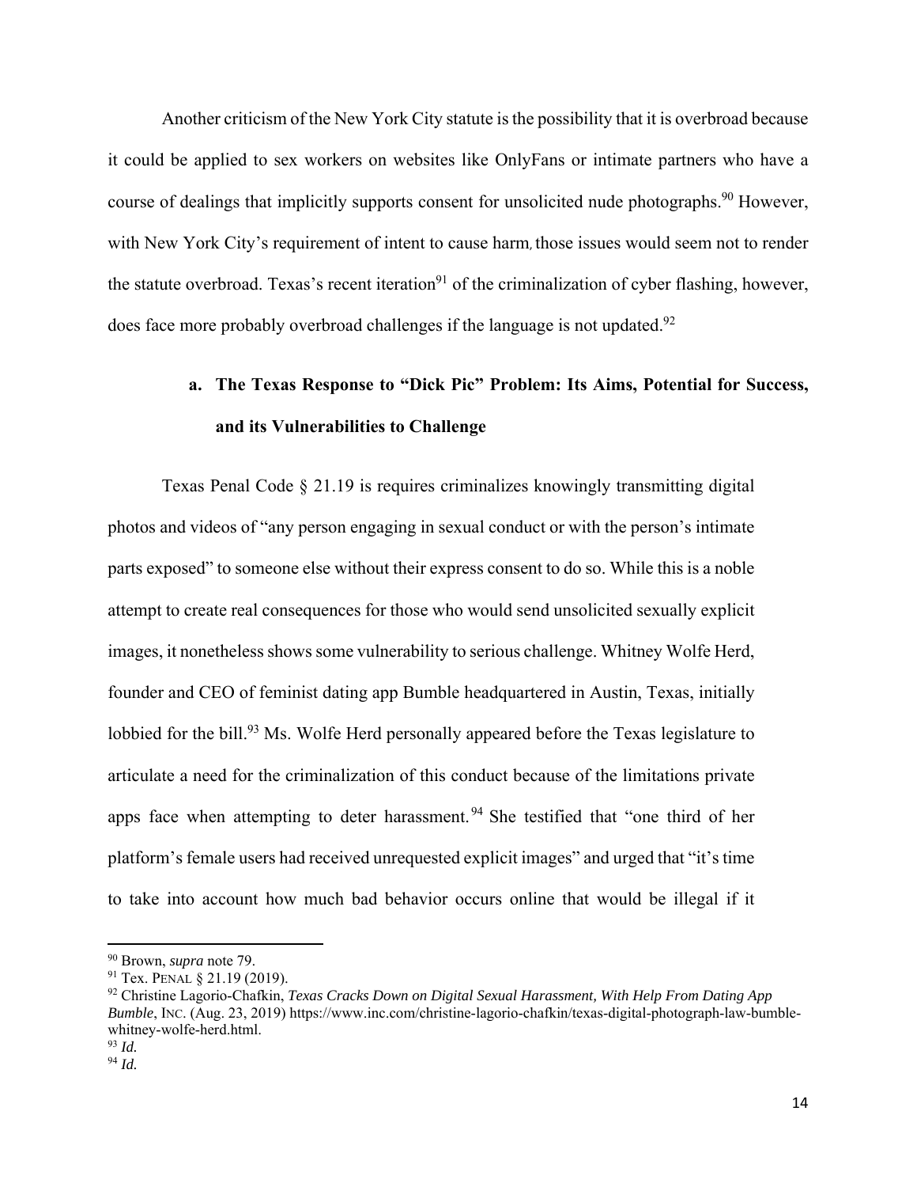Another criticism of the New York City statute is the possibility that it is overbroad because it could be applied to sex workers on websites like OnlyFans or intimate partners who have a course of dealings that implicitly supports consent for unsolicited nude photographs.[90] However, with New York City's requirement of intent to cause harm, those issues would seem not to render the statute overbroad. Texas's recent iteration[91] of the criminalization of cyber flashing, however, does face more probably overbroad challenges if the language is not updated.[92]

**a. The Texas Response to "Dick Pic" Problem: Its Aims, Potential for Success, and its Vulnerabilities to Challenge**

Texas Penal Code § 21.19 is requires criminalizes knowingly transmitting digital photos and videos of "any person engaging in sexual conduct or with the person's intimate parts exposed" to someone else without their express consent to do so. While this is a noble attempt to create real consequences for those who would send unsolicited sexually explicit images, it nonetheless shows some vulnerability to serious challenge. Whitney Wolfe Herd, founder and CEO of feminist dating app Bumble headquartered in Austin, Texas, initially lobbied for the bill.[93] Ms. Wolfe Herd personally appeared before the Texas legislature to articulate a need for the criminalization of this conduct because of the limitations private apps face when attempting to deter harassment.[94] She testified that "one third of her platform's female users had received unrequested explicit images" and urged that "it's time to take into account how much bad behavior occurs online that would be illegal if it

---

[90] Brown, *supra* note 79.

[91] Tex. Penal § 21.19 (2019).

[92] Christine Lagorio-Chafkin, *Texas Cracks Down on Digital Sexual Harassment, With Help From Dating App Bumble*, Inc. (Aug. 23, 2019) https://www.inc.com/christine-lagorio-chafkin/texas-digital-photograph-law-bumble-whitney-wolfe-herd.html.

[93] *Id.*

[94] *Id.*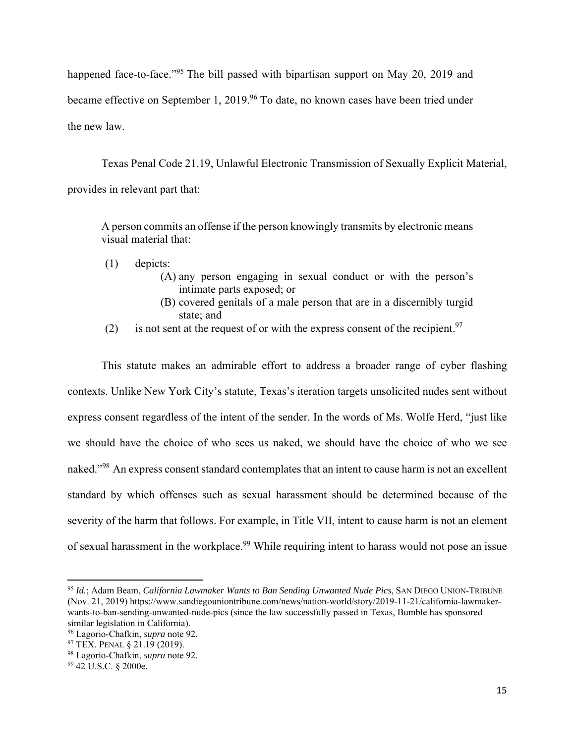happened face-to-face."[95] The bill passed with bipartisan support on May 20, 2019 and became effective on September 1, 2019.[96] To date, no known cases have been tried under the new law.

Texas Penal Code 21.19, Unlawful Electronic Transmission of Sexually Explicit Material, provides in relevant part that:

> A person commits an offense if the person knowingly transmits by electronic means visual material that:
>
> (1) depicts:
>
> (A) any person engaging in sexual conduct or with the person's intimate parts exposed; or
>
> (B) covered genitals of a male person that are in a discernibly turgid state; and
>
> (2) is not sent at the request of or with the express consent of the recipient.[97]

This statute makes an admirable effort to address a broader range of cyber flashing contexts. Unlike New York City's statute, Texas's iteration targets unsolicited nudes sent without express consent regardless of the intent of the sender. In the words of Ms. Wolfe Herd, "just like we should have the choice of who sees us naked, we should have the choice of who we see naked."[98] An express consent standard contemplates that an intent to cause harm is not an excellent standard by which offenses such as sexual harassment should be determined because of the severity of the harm that follows. For example, in Title VII, intent to cause harm is not an element of sexual harassment in the workplace.[99] While requiring intent to harass would not pose an issue

---

[95] *Id.*; Adam Beam, *California Lawmaker Wants to Ban Sending Unwanted Nude Pics*, SAN DIEGO UNION-TRIBUNE (Nov. 21, 2019) https://www.sandiegouniontribune.com/news/nation-world/story/2019-11-21/california-lawmaker-wants-to-ban-sending-unwanted-nude-pics (since the law successfully passed in Texas, Bumble has sponsored similar legislation in California).

[96] Lagorio-Chafkin, *supra* note 92.

[97] TEX. PENAL § 21.19 (2019).

[98] Lagorio-Chafkin, *supra* note 92.

[99] 42 U.S.C. § 2000e.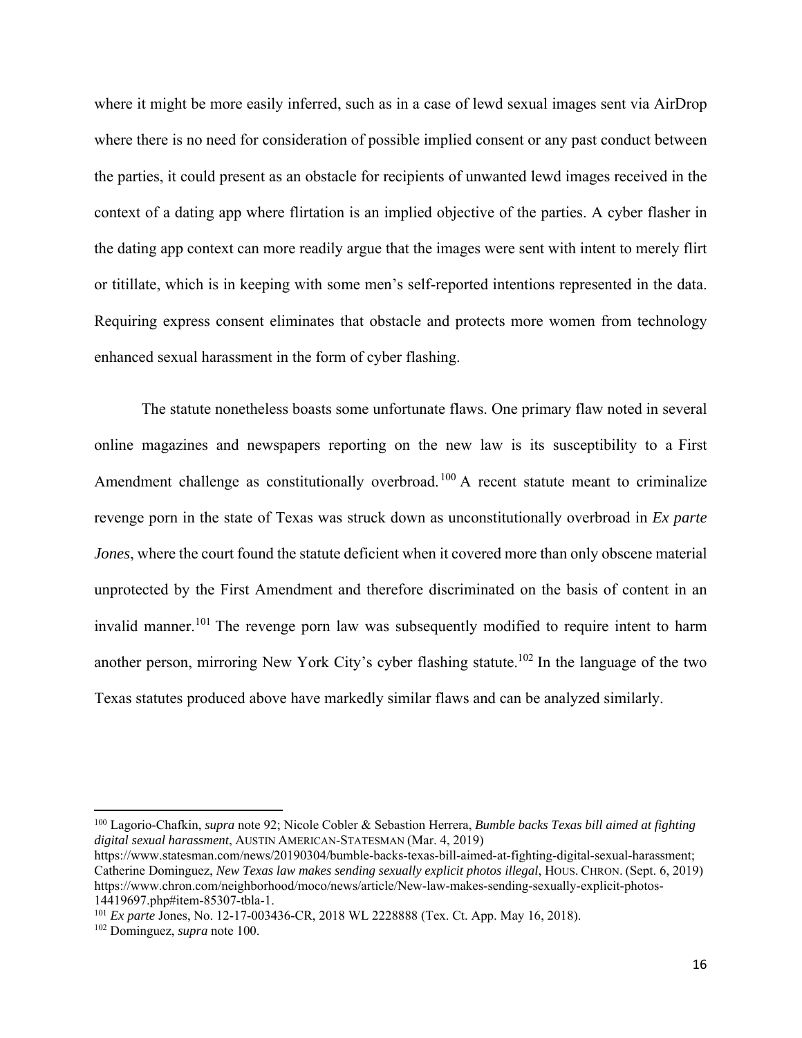where it might be more easily inferred, such as in a case of lewd sexual images sent via AirDrop where there is no need for consideration of possible implied consent or any past conduct between the parties, it could present as an obstacle for recipients of unwanted lewd images received in the context of a dating app where flirtation is an implied objective of the parties. A cyber flasher in the dating app context can more readily argue that the images were sent with intent to merely flirt or titillate, which is in keeping with some men's self-reported intentions represented in the data. Requiring express consent eliminates that obstacle and protects more women from technology enhanced sexual harassment in the form of cyber flashing.

The statute nonetheless boasts some unfortunate flaws. One primary flaw noted in several online magazines and newspapers reporting on the new law is its susceptibility to a First Amendment challenge as constitutionally overbroad.[100] A recent statute meant to criminalize revenge porn in the state of Texas was struck down as unconstitutionally overbroad in *Ex parte Jones*, where the court found the statute deficient when it covered more than only obscene material unprotected by the First Amendment and therefore discriminated on the basis of content in an invalid manner.[101] The revenge porn law was subsequently modified to require intent to harm another person, mirroring New York City's cyber flashing statute.[102] In the language of the two Texas statutes produced above have markedly similar flaws and can be analyzed similarly.

---

[100] Lagorio-Chafkin, *supra* note 92; Nicole Cobler & Sebastion Herrera, *Bumble backs Texas bill aimed at fighting digital sexual harassment*, AUSTIN AMERICAN-STATESMAN (Mar. 4, 2019) https://www.statesman.com/news/20190304/bumble-backs-texas-bill-aimed-at-fighting-digital-sexual-harassment; Catherine Dominguez, *New Texas law makes sending sexually explicit photos illegal*, HOUS. CHRON. (Sept. 6, 2019) https://www.chron.com/neighborhood/moco/news/article/New-law-makes-sending-sexually-explicit-photos-14419697.php#item-85307-tbla-1.

[101] *Ex parte* Jones, No. 12-17-003436-CR, 2018 WL 2228888 (Tex. Ct. App. May 16, 2018).

[102] Dominguez, *supra* note 100.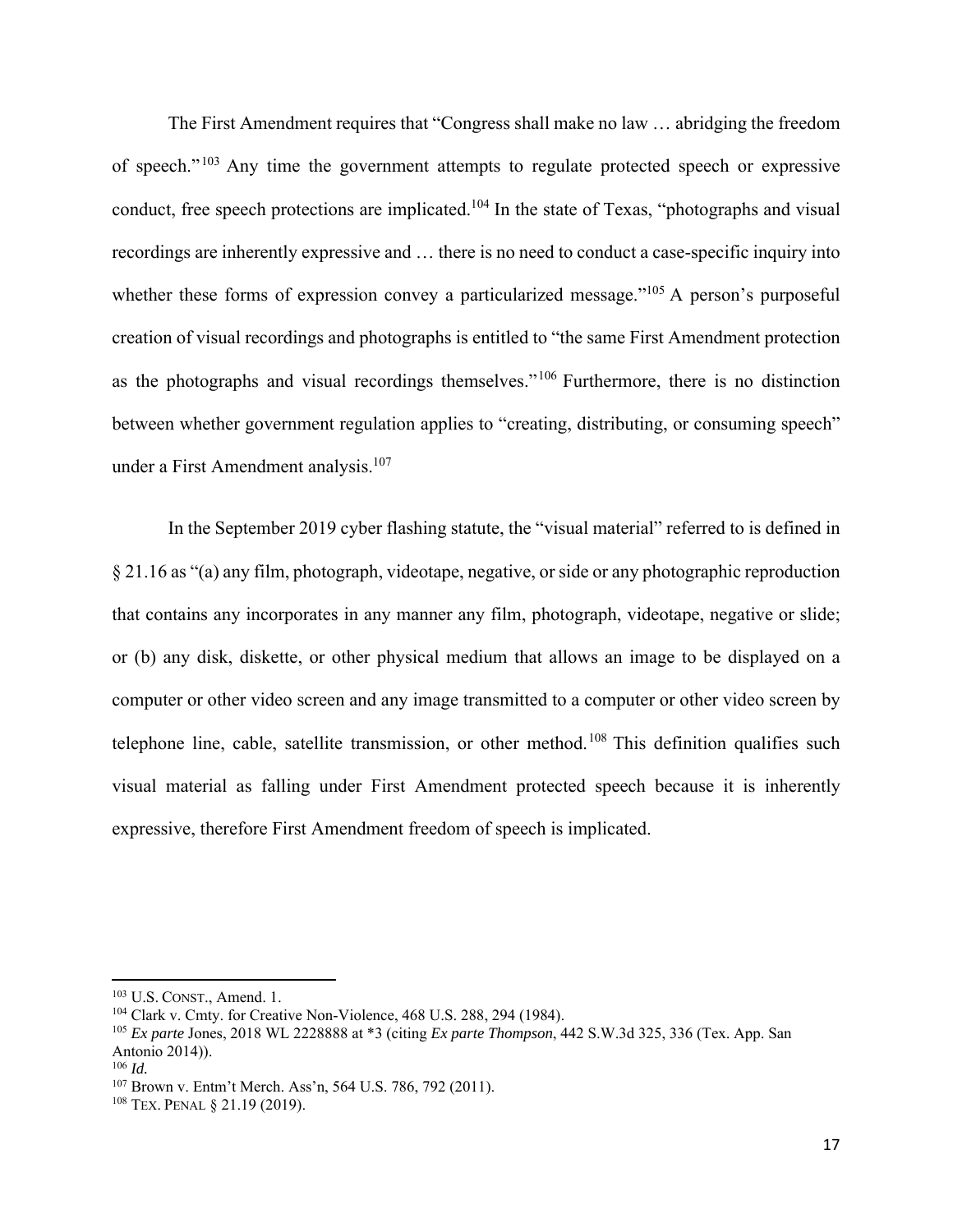The First Amendment requires that "Congress shall make no law … abridging the freedom of speech."[103] Any time the government attempts to regulate protected speech or expressive conduct, free speech protections are implicated.[104] In the state of Texas, "photographs and visual recordings are inherently expressive and … there is no need to conduct a case-specific inquiry into whether these forms of expression convey a particularized message."[105] A person's purposeful creation of visual recordings and photographs is entitled to "the same First Amendment protection as the photographs and visual recordings themselves."[106] Furthermore, there is no distinction between whether government regulation applies to "creating, distributing, or consuming speech" under a First Amendment analysis.[107]

In the September 2019 cyber flashing statute, the "visual material" referred to is defined in § 21.16 as "(a) any film, photograph, videotape, negative, or side or any photographic reproduction that contains any incorporates in any manner any film, photograph, videotape, negative or slide; or (b) any disk, diskette, or other physical medium that allows an image to be displayed on a computer or other video screen and any image transmitted to a computer or other video screen by telephone line, cable, satellite transmission, or other method.[108] This definition qualifies such visual material as falling under First Amendment protected speech because it is inherently expressive, therefore First Amendment freedom of speech is implicated.

---

[103] U.S. CONST., Amend. 1.

[104] Clark v. Cmty. for Creative Non-Violence, 468 U.S. 288, 294 (1984).

[105] *Ex parte* Jones, 2018 WL 2228888 at *3 (citing *Ex parte Thompson*, 442 S.W.3d 325, 336 (Tex. App. San Antonio 2014)).

[106] *Id.*

[107] Brown v. Entm't Merch. Ass'n, 564 U.S. 786, 792 (2011).

[108] TEX. PENAL § 21.19 (2019).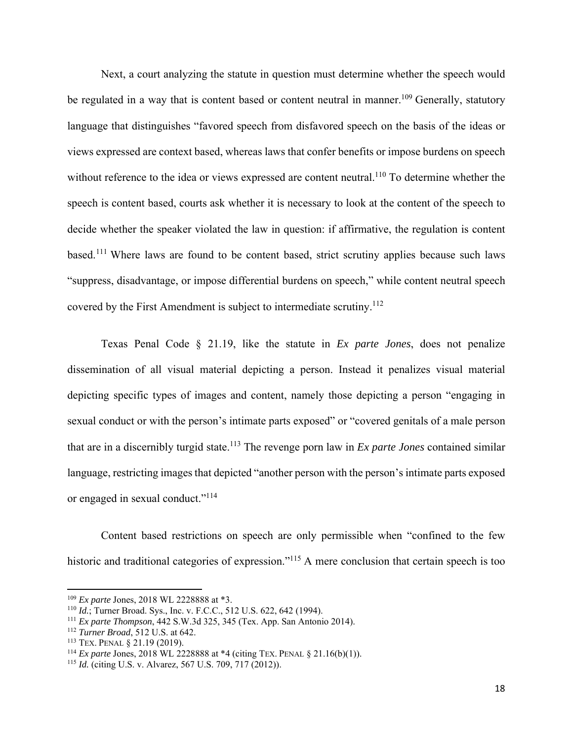Next, a court analyzing the statute in question must determine whether the speech would be regulated in a way that is content based or content neutral in manner.[109] Generally, statutory language that distinguishes "favored speech from disfavored speech on the basis of the ideas or views expressed are context based, whereas laws that confer benefits or impose burdens on speech without reference to the idea or views expressed are content neutral.[110] To determine whether the speech is content based, courts ask whether it is necessary to look at the content of the speech to decide whether the speaker violated the law in question: if affirmative, the regulation is content based.[111] Where laws are found to be content based, strict scrutiny applies because such laws "suppress, disadvantage, or impose differential burdens on speech," while content neutral speech covered by the First Amendment is subject to intermediate scrutiny.[112]

Texas Penal Code § 21.19, like the statute in *Ex parte Jones*, does not penalize dissemination of all visual material depicting a person. Instead it penalizes visual material depicting specific types of images and content, namely those depicting a person "engaging in sexual conduct or with the person's intimate parts exposed" or "covered genitals of a male person that are in a discernibly turgid state.[113] The revenge porn law in *Ex parte Jones* contained similar language, restricting images that depicted "another person with the person's intimate parts exposed or engaged in sexual conduct."[114]

Content based restrictions on speech are only permissible when "confined to the few historic and traditional categories of expression."[115] A mere conclusion that certain speech is too

---

[109] *Ex parte* Jones, 2018 WL 2228888 at *3.

[110] *Id.*; Turner Broad. Sys., Inc. v. F.C.C., 512 U.S. 622, 642 (1994).

[111] *Ex parte Thompson*, 442 S.W.3d 325, 345 (Tex. App. San Antonio 2014).

[112] *Turner Broad*, 512 U.S. at 642.

[113] TEX. PENAL § 21.19 (2019).

[114] *Ex parte* Jones, 2018 WL 2228888 at *4 (citing TEX. PENAL § 21.16(b)(1)).

[115] *Id.* (citing U.S. v. Alvarez, 567 U.S. 709, 717 (2012)).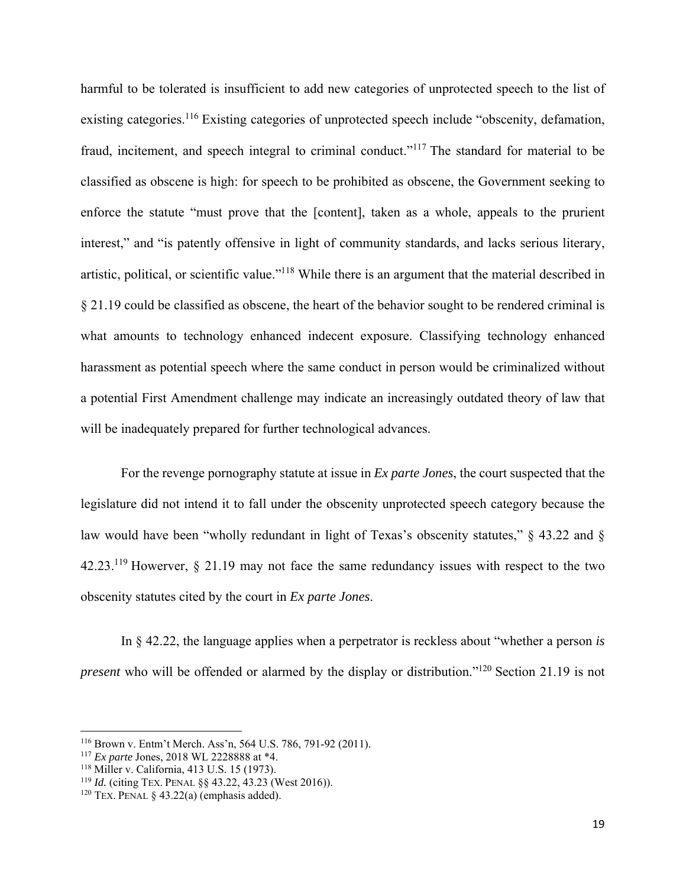harmful to be tolerated is insufficient to add new categories of unprotected speech to the list of existing categories.[116] Existing categories of unprotected speech include "obscenity, defamation, fraud, incitement, and speech integral to criminal conduct."[117] The standard for material to be classified as obscene is high: for speech to be prohibited as obscene, the Government seeking to enforce the statute "must prove that the [content], taken as a whole, appeals to the prurient interest," and "is patently offensive in light of community standards, and lacks serious literary, artistic, political, or scientific value."[118] While there is an argument that the material described in § 21.19 could be classified as obscene, the heart of the behavior sought to be rendered criminal is what amounts to technology enhanced indecent exposure. Classifying technology enhanced harassment as potential speech where the same conduct in person would be criminalized without a potential First Amendment challenge may indicate an increasingly outdated theory of law that will be inadequately prepared for further technological advances.

For the revenge pornography statute at issue in *Ex parte Jones*, the court suspected that the legislature did not intend it to fall under the obscenity unprotected speech category because the law would have been "wholly redundant in light of Texas's obscenity statutes," § 43.22 and § 42.23.[119] Howerver, § 21.19 may not face the same redundancy issues with respect to the two obscenity statutes cited by the court in *Ex parte Jones*.

In § 42.22, the language applies when a perpetrator is reckless about "whether a person *is present* who will be offended or alarmed by the display or distribution."[120] Section 21.19 is not

---

[116] Brown v. Entm't Merch. Ass'n, 564 U.S. 786, 791-92 (2011).

[117] *Ex parte* Jones, 2018 WL 2228888 at *4.

[118] Miller v. California, 413 U.S. 15 (1973).

[119] *Id.* (citing TEX. PENAL §§ 43.22, 43.23 (West 2016)).

[120] TEX. PENAL § 43.22(a) (emphasis added).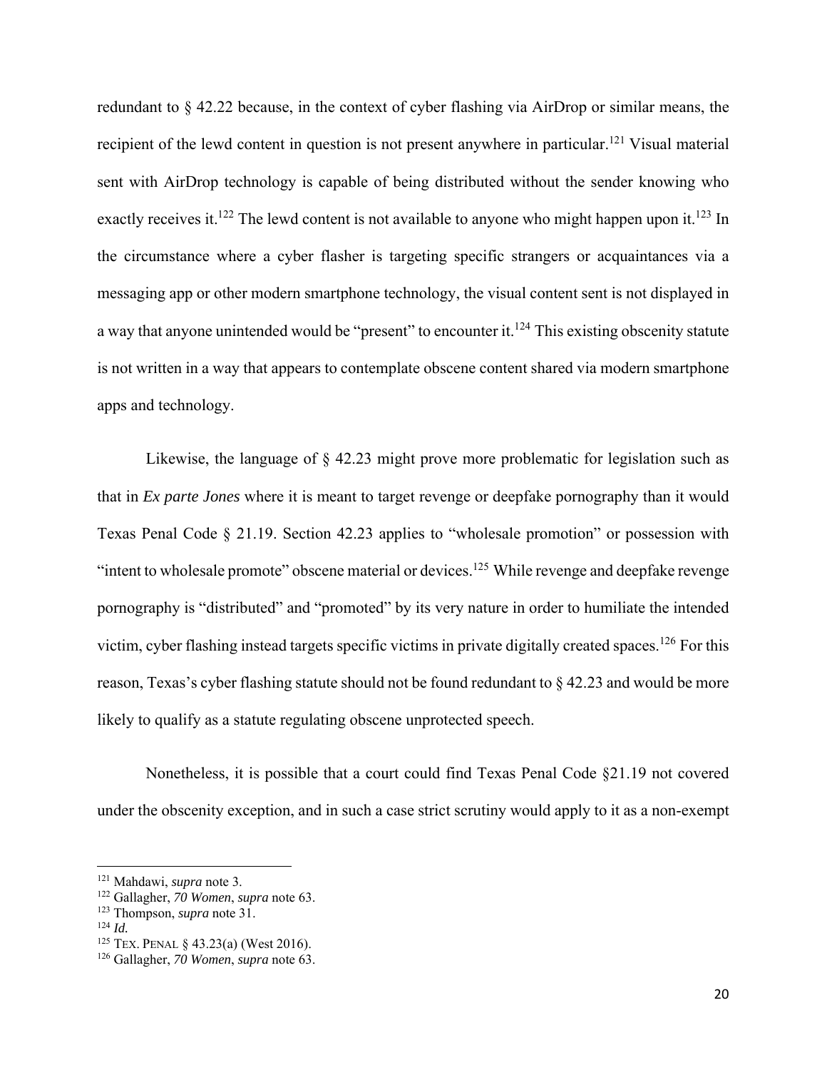redundant to § 42.22 because, in the context of cyber flashing via AirDrop or similar means, the recipient of the lewd content in question is not present anywhere in particular.[121] Visual material sent with AirDrop technology is capable of being distributed without the sender knowing who exactly receives it.[122] The lewd content is not available to anyone who might happen upon it.[123] In the circumstance where a cyber flasher is targeting specific strangers or acquaintances via a messaging app or other modern smartphone technology, the visual content sent is not displayed in a way that anyone unintended would be "present" to encounter it.[124] This existing obscenity statute is not written in a way that appears to contemplate obscene content shared via modern smartphone apps and technology.

Likewise, the language of § 42.23 might prove more problematic for legislation such as that in *Ex parte Jones* where it is meant to target revenge or deepfake pornography than it would Texas Penal Code § 21.19. Section 42.23 applies to "wholesale promotion" or possession with "intent to wholesale promote" obscene material or devices.[125] While revenge and deepfake revenge pornography is "distributed" and "promoted" by its very nature in order to humiliate the intended victim, cyber flashing instead targets specific victims in private digitally created spaces.[126] For this reason, Texas's cyber flashing statute should not be found redundant to § 42.23 and would be more likely to qualify as a statute regulating obscene unprotected speech.

Nonetheless, it is possible that a court could find Texas Penal Code §21.19 not covered under the obscenity exception, and in such a case strict scrutiny would apply to it as a non-exempt

---

[121] Mahdawi, *supra* note 3.

[122] Gallagher, *70 Women*, *supra* note 63.

[123] Thompson, *supra* note 31.

[124] *Id.*

[125] TEX. PENAL § 43.23(a) (West 2016).

[126] Gallagher, *70 Women*, *supra* note 63.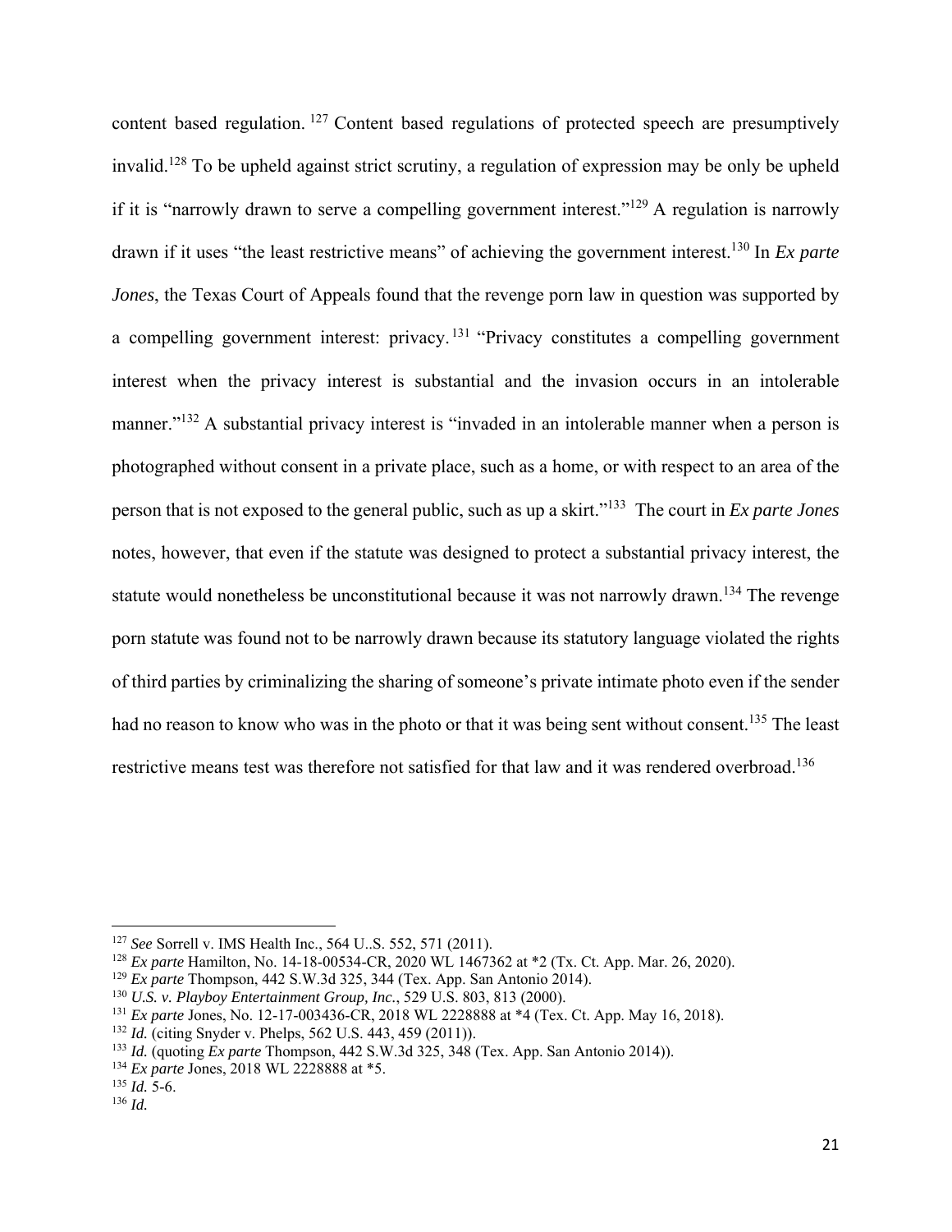content based regulation.[127] Content based regulations of protected speech are presumptively invalid.[128] To be upheld against strict scrutiny, a regulation of expression may be only be upheld if it is "narrowly drawn to serve a compelling government interest."[129] A regulation is narrowly drawn if it uses "the least restrictive means" of achieving the government interest.[130] In *Ex parte Jones*, the Texas Court of Appeals found that the revenge porn law in question was supported by a compelling government interest: privacy.[131] "Privacy constitutes a compelling government interest when the privacy interest is substantial and the invasion occurs in an intolerable manner."[132] A substantial privacy interest is "invaded in an intolerable manner when a person is photographed without consent in a private place, such as a home, or with respect to an area of the person that is not exposed to the general public, such as up a skirt."[133] The court in *Ex parte Jones* notes, however, that even if the statute was designed to protect a substantial privacy interest, the statute would nonetheless be unconstitutional because it was not narrowly drawn.[134] The revenge porn statute was found not to be narrowly drawn because its statutory language violated the rights of third parties by criminalizing the sharing of someone's private intimate photo even if the sender had no reason to know who was in the photo or that it was being sent without consent.[135] The least restrictive means test was therefore not satisfied for that law and it was rendered overbroad.[136]

---

[127] *See* Sorrell v. IMS Health Inc., 564 U..S. 552, 571 (2011).

[128] *Ex parte* Hamilton, No. 14-18-00534-CR, 2020 WL 1467362 at *2 (Tx. Ct. App. Mar. 26, 2020).

[129] *Ex parte* Thompson, 442 S.W.3d 325, 344 (Tex. App. San Antonio 2014).

[130] *U.S. v. Playboy Entertainment Group, Inc.*, 529 U.S. 803, 813 (2000).

[131] *Ex parte* Jones, No. 12-17-003436-CR, 2018 WL 2228888 at *4 (Tex. Ct. App. May 16, 2018).

[132] *Id.* (citing Snyder v. Phelps, 562 U.S. 443, 459 (2011)).

[133] *Id.* (quoting *Ex parte* Thompson, 442 S.W.3d 325, 348 (Tex. App. San Antonio 2014)).

[134] *Ex parte* Jones, 2018 WL 2228888 at *5.

[135] *Id.* 5-6.

[136] *Id.*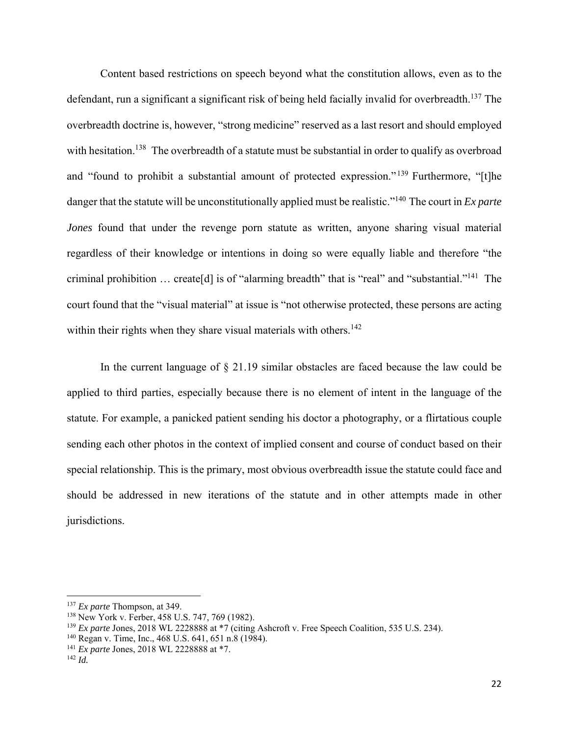Content based restrictions on speech beyond what the constitution allows, even as to the defendant, run a significant a significant risk of being held facially invalid for overbreadth.[137] The overbreadth doctrine is, however, "strong medicine" reserved as a last resort and should employed with hesitation.[138] The overbreadth of a statute must be substantial in order to qualify as overbroad and "found to prohibit a substantial amount of protected expression."[139] Furthermore, "[t]he danger that the statute will be unconstitutionally applied must be realistic."[140] The court in *Ex parte Jones* found that under the revenge porn statute as written, anyone sharing visual material regardless of their knowledge or intentions in doing so were equally liable and therefore "the criminal prohibition … create[d] is of "alarming breadth" that is "real" and "substantial."[141] The court found that the "visual material" at issue is "not otherwise protected, these persons are acting within their rights when they share visual materials with others.[142]

In the current language of § 21.19 similar obstacles are faced because the law could be applied to third parties, especially because there is no element of intent in the language of the statute. For example, a panicked patient sending his doctor a photography, or a flirtatious couple sending each other photos in the context of implied consent and course of conduct based on their special relationship. This is the primary, most obvious overbreadth issue the statute could face and should be addressed in new iterations of the statute and in other attempts made in other jurisdictions.

---

[137] *Ex parte* Thompson, at 349.

[138] New York v. Ferber, 458 U.S. 747, 769 (1982).

[139] *Ex parte* Jones, 2018 WL 2228888 at *7 (citing Ashcroft v. Free Speech Coalition, 535 U.S. 234).

[140] Regan v. Time, Inc., 468 U.S. 641, 651 n.8 (1984).

[141] *Ex parte* Jones, 2018 WL 2228888 at *7.

[142] *Id.*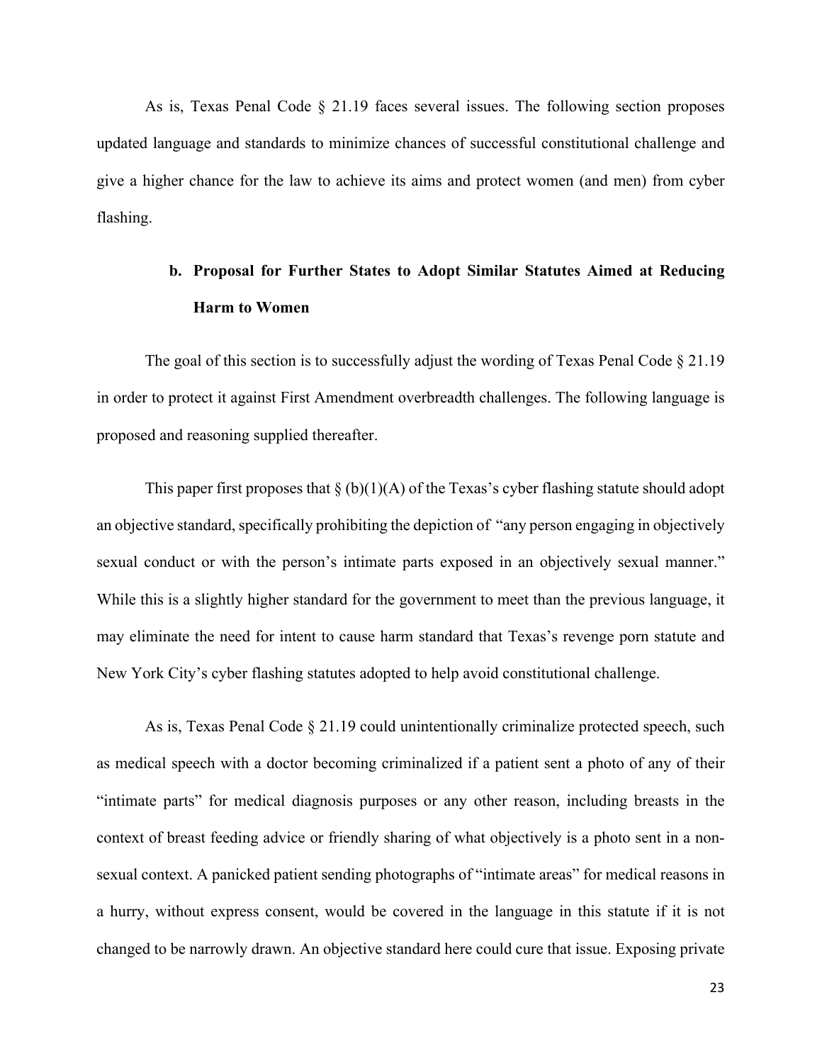As is, Texas Penal Code § 21.19 faces several issues. The following section proposes updated language and standards to minimize chances of successful constitutional challenge and give a higher chance for the law to achieve its aims and protect women (and men) from cyber flashing.

### b. Proposal for Further States to Adopt Similar Statutes Aimed at Reducing Harm to Women

The goal of this section is to successfully adjust the wording of Texas Penal Code § 21.19 in order to protect it against First Amendment overbreadth challenges. The following language is proposed and reasoning supplied thereafter.

This paper first proposes that § (b)(1)(A) of the Texas's cyber flashing statute should adopt an objective standard, specifically prohibiting the depiction of "any person engaging in objectively sexual conduct or with the person's intimate parts exposed in an objectively sexual manner." While this is a slightly higher standard for the government to meet than the previous language, it may eliminate the need for intent to cause harm standard that Texas's revenge porn statute and New York City's cyber flashing statutes adopted to help avoid constitutional challenge.

As is, Texas Penal Code § 21.19 could unintentionally criminalize protected speech, such as medical speech with a doctor becoming criminalized if a patient sent a photo of any of their "intimate parts" for medical diagnosis purposes or any other reason, including breasts in the context of breast feeding advice or friendly sharing of what objectively is a photo sent in a non-sexual context. A panicked patient sending photographs of "intimate areas" for medical reasons in a hurry, without express consent, would be covered in the language in this statute if it is not changed to be narrowly drawn. An objective standard here could cure that issue. Exposing private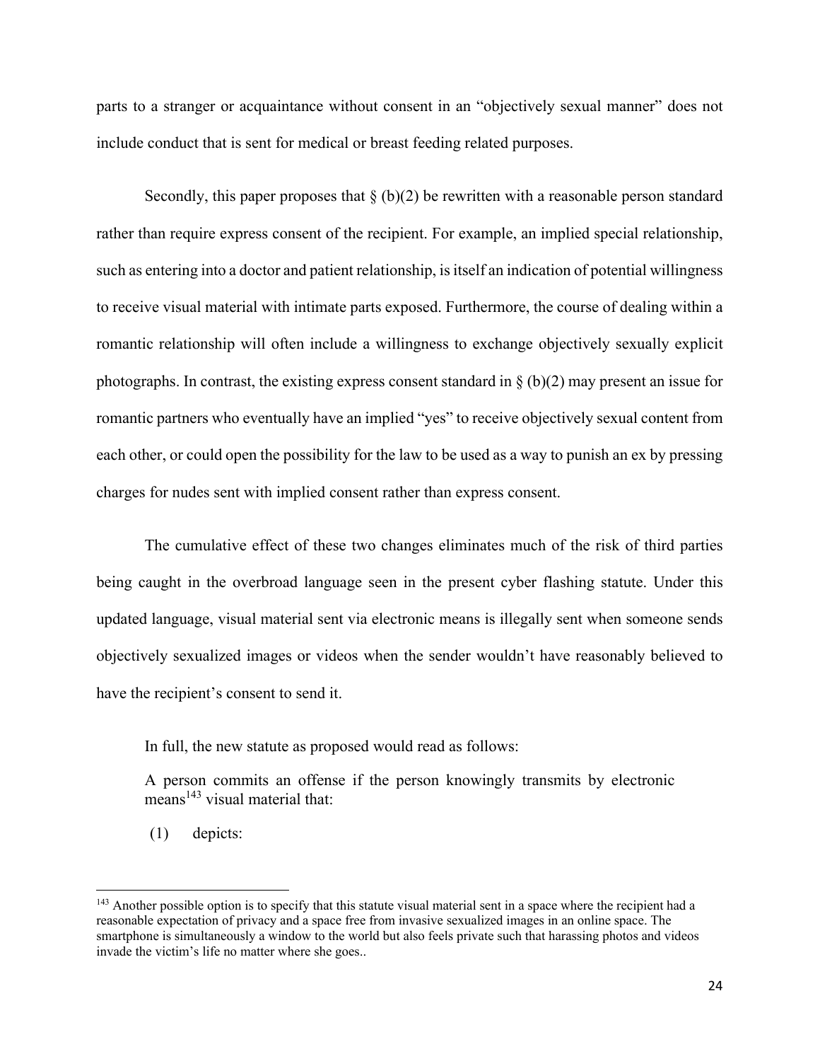parts to a stranger or acquaintance without consent in an "objectively sexual manner" does not include conduct that is sent for medical or breast feeding related purposes.

Secondly, this paper proposes that § (b)(2) be rewritten with a reasonable person standard rather than require express consent of the recipient. For example, an implied special relationship, such as entering into a doctor and patient relationship, is itself an indication of potential willingness to receive visual material with intimate parts exposed. Furthermore, the course of dealing within a romantic relationship will often include a willingness to exchange objectively sexually explicit photographs. In contrast, the existing express consent standard in § (b)(2) may present an issue for romantic partners who eventually have an implied "yes" to receive objectively sexual content from each other, or could open the possibility for the law to be used as a way to punish an ex by pressing charges for nudes sent with implied consent rather than express consent.

The cumulative effect of these two changes eliminates much of the risk of third parties being caught in the overbroad language seen in the present cyber flashing statute. Under this updated language, visual material sent via electronic means is illegally sent when someone sends objectively sexualized images or videos when the sender wouldn't have reasonably believed to have the recipient's consent to send it.

In full, the new statute as proposed would read as follows:

> A person commits an offense if the person knowingly transmits by electronic means[143] visual material that:
>
> (1) depicts:

[143] Another possible option is to specify that this statute visual material sent in a space where the recipient had a reasonable expectation of privacy and a space free from invasive sexualized images in an online space. The smartphone is simultaneously a window to the world but also feels private such that harassing photos and videos invade the victim's life no matter where she goes..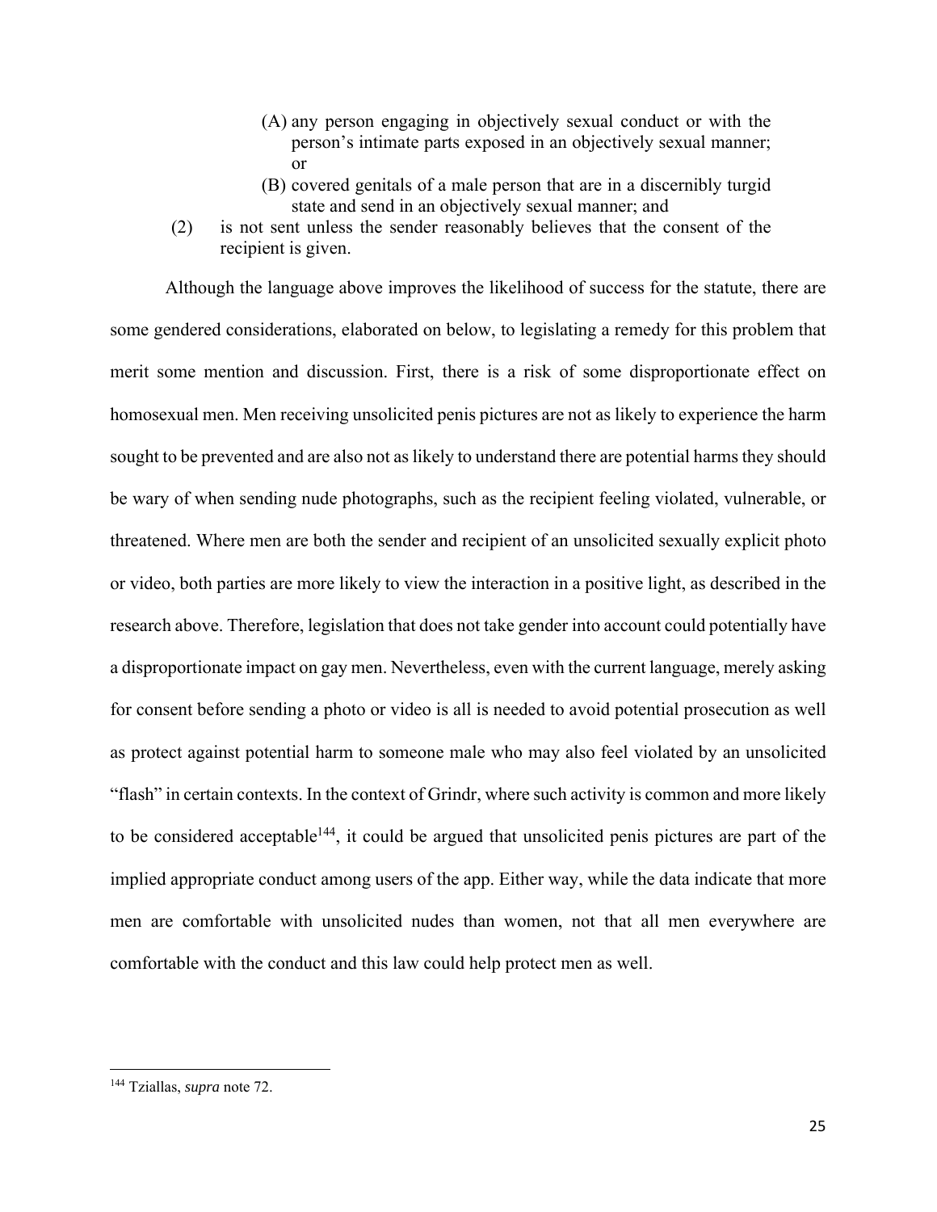(A) any person engaging in objectively sexual conduct or with the person's intimate parts exposed in an objectively sexual manner; or

(B) covered genitals of a male person that are in a discernibly turgid state and send in an objectively sexual manner; and

(2) is not sent unless the sender reasonably believes that the consent of the recipient is given.

Although the language above improves the likelihood of success for the statute, there are some gendered considerations, elaborated on below, to legislating a remedy for this problem that merit some mention and discussion. First, there is a risk of some disproportionate effect on homosexual men. Men receiving unsolicited penis pictures are not as likely to experience the harm sought to be prevented and are also not as likely to understand there are potential harms they should be wary of when sending nude photographs, such as the recipient feeling violated, vulnerable, or threatened. Where men are both the sender and recipient of an unsolicited sexually explicit photo or video, both parties are more likely to view the interaction in a positive light, as described in the research above. Therefore, legislation that does not take gender into account could potentially have a disproportionate impact on gay men. Nevertheless, even with the current language, merely asking for consent before sending a photo or video is all is needed to avoid potential prosecution as well as protect against potential harm to someone male who may also feel violated by an unsolicited "flash" in certain contexts. In the context of Grindr, where such activity is common and more likely to be considered acceptable[144], it could be argued that unsolicited penis pictures are part of the implied appropriate conduct among users of the app. Either way, while the data indicate that more men are comfortable with unsolicited nudes than women, not that all men everywhere are comfortable with the conduct and this law could help protect men as well.

---

[144] Tziallas, *supra* note 72.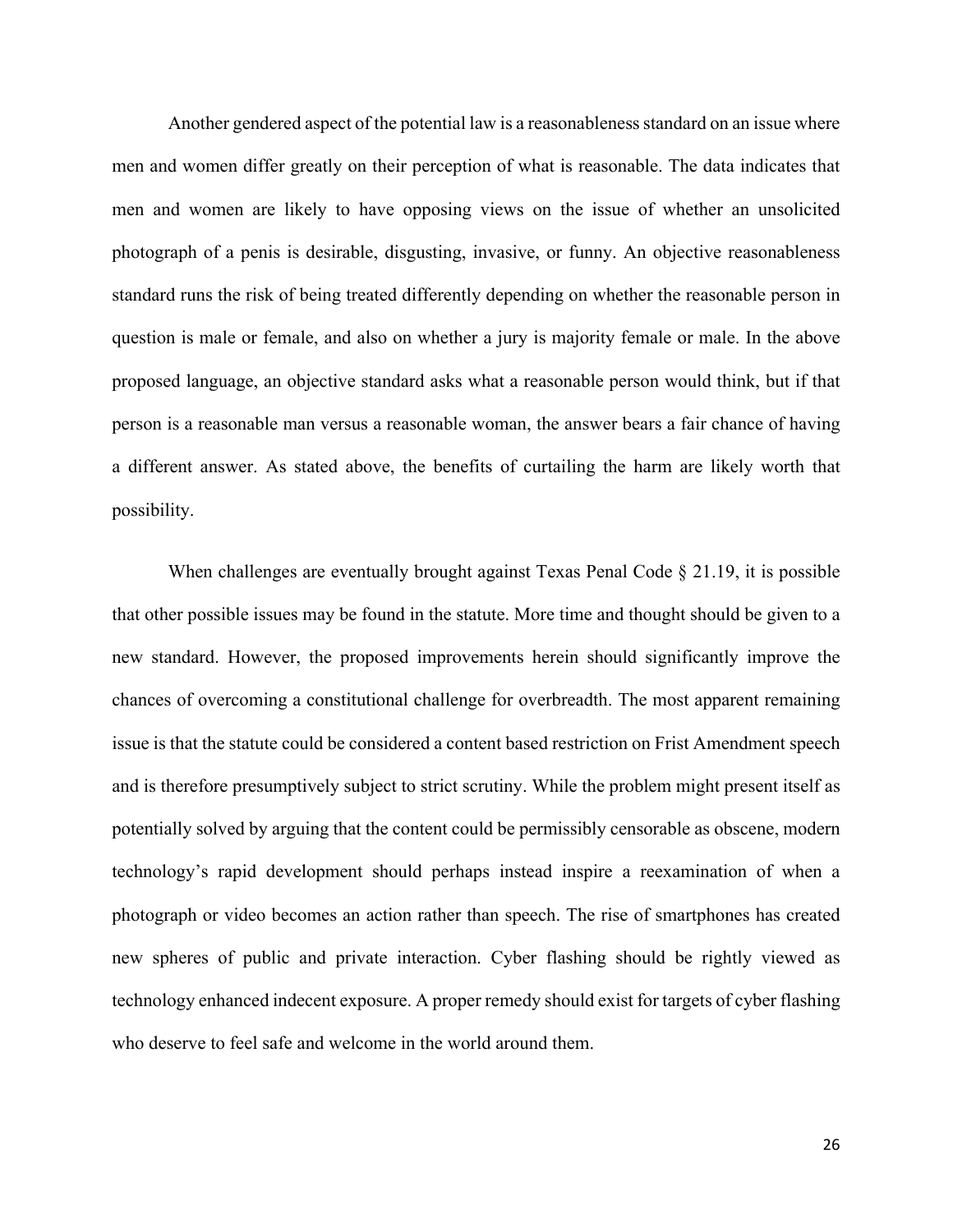Another gendered aspect of the potential law is a reasonableness standard on an issue where men and women differ greatly on their perception of what is reasonable. The data indicates that men and women are likely to have opposing views on the issue of whether an unsolicited photograph of a penis is desirable, disgusting, invasive, or funny. An objective reasonableness standard runs the risk of being treated differently depending on whether the reasonable person in question is male or female, and also on whether a jury is majority female or male. In the above proposed language, an objective standard asks what a reasonable person would think, but if that person is a reasonable man versus a reasonable woman, the answer bears a fair chance of having a different answer. As stated above, the benefits of curtailing the harm are likely worth that possibility.

When challenges are eventually brought against Texas Penal Code § 21.19, it is possible that other possible issues may be found in the statute. More time and thought should be given to a new standard. However, the proposed improvements herein should significantly improve the chances of overcoming a constitutional challenge for overbreadth. The most apparent remaining issue is that the statute could be considered a content based restriction on Frist Amendment speech and is therefore presumptively subject to strict scrutiny. While the problem might present itself as potentially solved by arguing that the content could be permissibly censorable as obscene, modern technology's rapid development should perhaps instead inspire a reexamination of when a photograph or video becomes an action rather than speech. The rise of smartphones has created new spheres of public and private interaction. Cyber flashing should be rightly viewed as technology enhanced indecent exposure. A proper remedy should exist for targets of cyber flashing who deserve to feel safe and welcome in the world around them.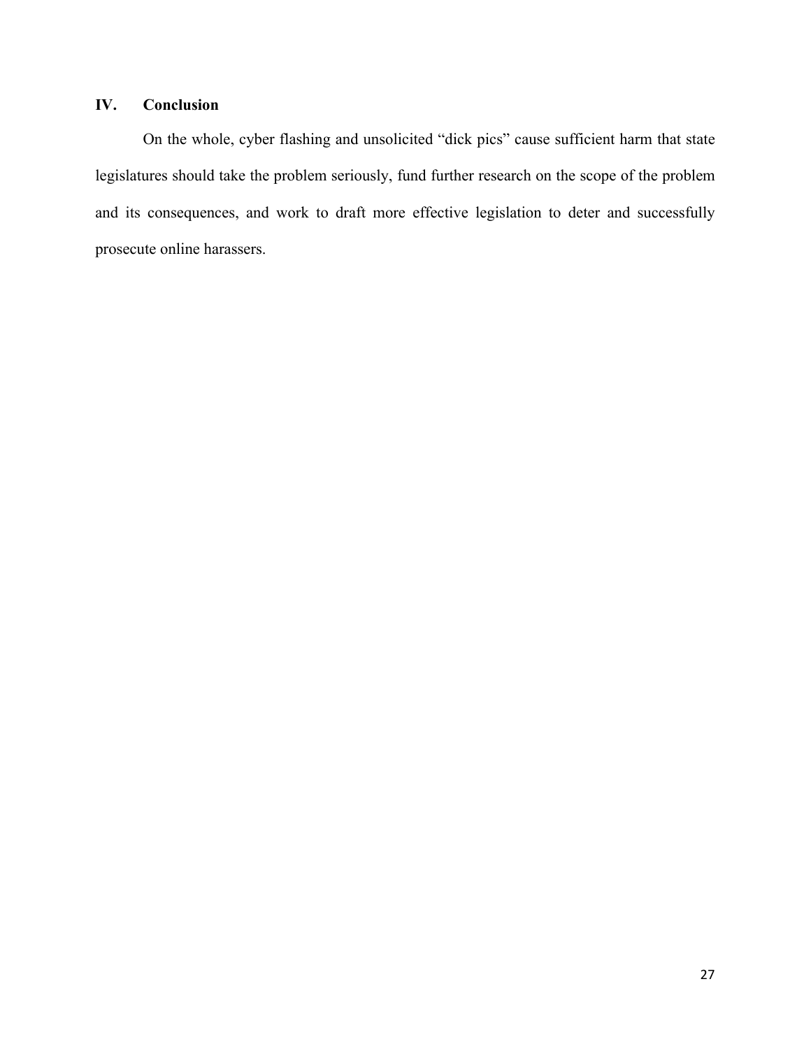## IV. Conclusion

On the whole, cyber flashing and unsolicited "dick pics" cause sufficient harm that state legislatures should take the problem seriously, fund further research on the scope of the problem and its consequences, and work to draft more effective legislation to deter and successfully prosecute online harassers.